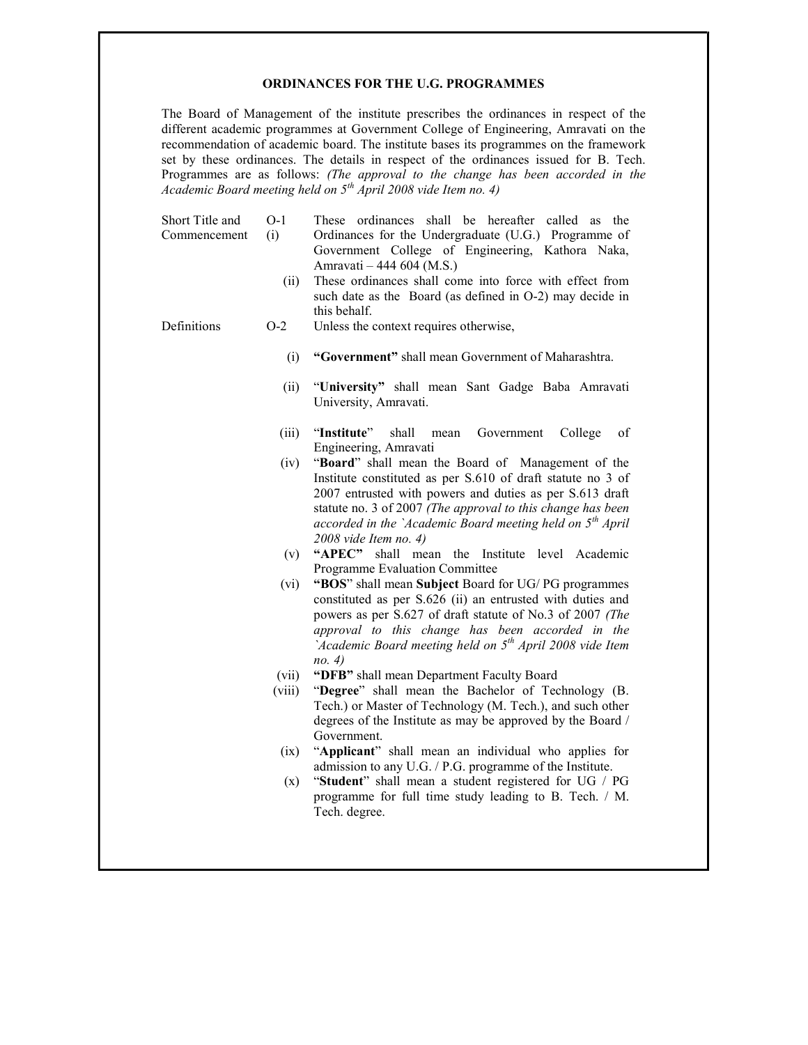## ORDINANCES FOR THE U.G. PROGRAMMES

The Board of Management of the institute prescribes the ordinances in respect of the different academic programmes at Government College of Engineering, Amravati on the recommendation of academic board. The institute bases its programmes on the framework set by these ordinances. The details in respect of the ordinances issued for B. Tech. Programmes are as follows: *(The approval to the change has been accorded in the Academic Board meeting held on 5th April 2008 vide Item no. 4)*

**Short Title and Commencement**

**O-1**

(i) These ordinances shall be hereafter called as the Ordinances for the Undergraduate (U.G.) Programme of Government College of Engineering, Kathora Naka, Amravati – 444 604 (M.S.)

(ii) These ordinances shall come into force with effect from such date as the Board (as defined in O-2) may decide in this behalf.

**Definitions**

**O-2** Unless the context requires otherwise,

(i) **"Government"** shall mean Government of Maharashtra.

(ii) "**University**" shall mean Sant Gadge Baba Amravati University, Amravati.

(iii) "**Institute**" shall mean Government College of Engineering, Amravati

(iv) "**Board**" shall mean the Board of Management of the Institute constituted as per S.610 of draft statute no 3 of 2007 entrusted with powers and duties as per S.613 draft statute no. 3 of 2007 *(The approval to this change has been accorded in the `Academic Board meeting held on 5th April 2008 vide Item no. 4)*

(v) **"APEC"** shall mean the Institute level Academic Programme Evaluation Committee

(vi) **"BOS"** shall mean **Subject** Board for UG/ PG programmes constituted as per S.626 (ii) an entrusted with duties and powers as per S.627 of draft statute of No.3 of 2007 *(The approval to this change has been accorded in the `Academic Board meeting held on 5th April 2008 vide Item no. 4)*

(vii) **"DFB"** shall mean Department Faculty Board

(viii) "**Degree**" shall mean the Bachelor of Technology (B. Tech.) or Master of Technology (M. Tech.), and such other degrees of the Institute as may be approved by the Board / Government.

(ix) "**Applicant**" shall mean an individual who applies for admission to any U.G. / P.G. programme of the Institute.

(x) "**Student**" shall mean a student registered for UG / PG programme for full time study leading to B. Tech. / M. Tech. degree.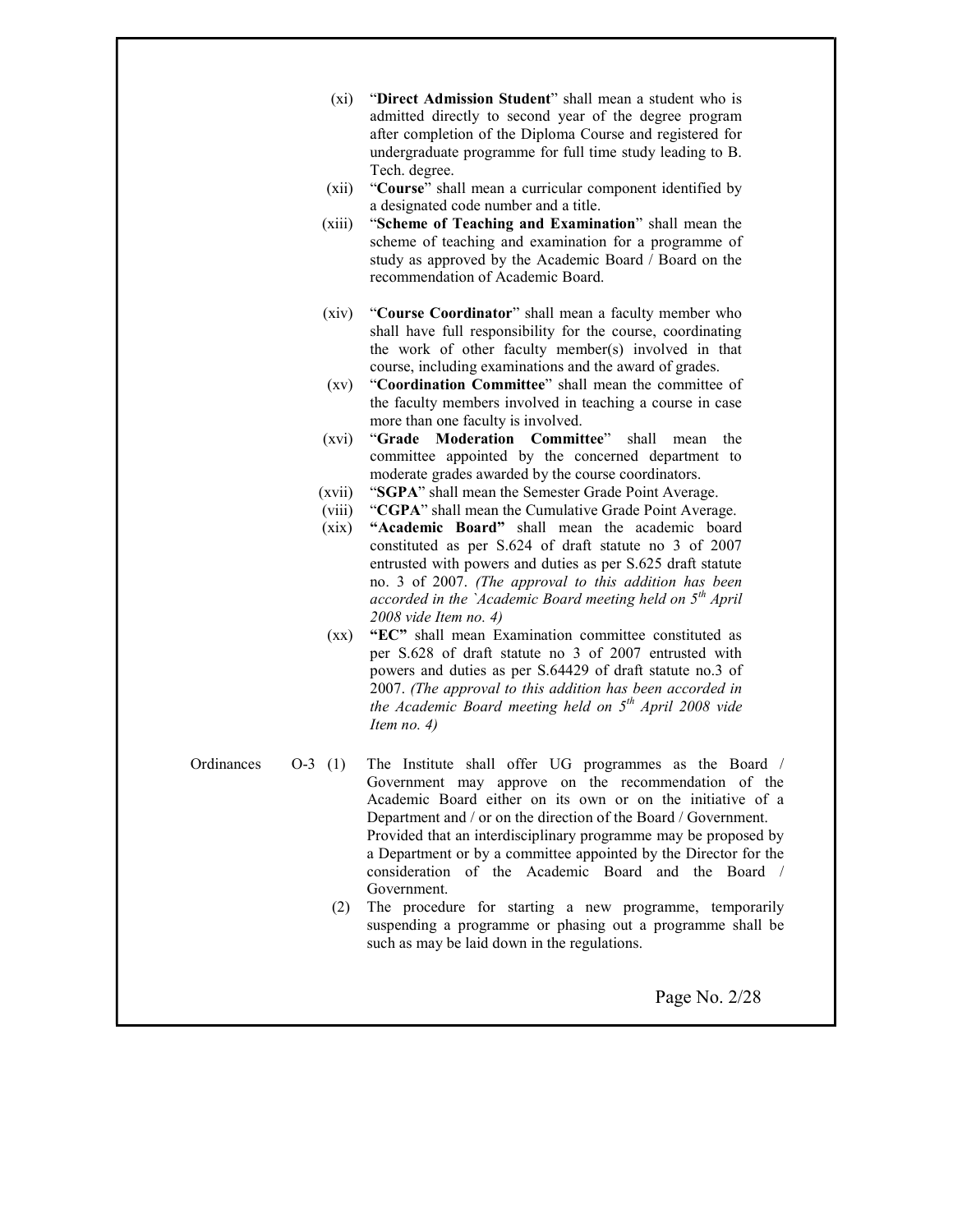(xi) "**Direct Admission Student**" shall mean a student who is admitted directly to second year of the degree program after completion of the Diploma Course and registered for undergraduate programme for full time study leading to B. Tech. degree.

(xii) "**Course**" shall mean a curricular component identified by a designated code number and a title.

(xiii) "**Scheme of Teaching and Examination**" shall mean the scheme of teaching and examination for a programme of study as approved by the Academic Board / Board on the recommendation of Academic Board.

(xiv) "**Course Coordinator**" shall mean a faculty member who shall have full responsibility for the course, coordinating the work of other faculty member(s) involved in that course, including examinations and the award of grades.

(xv) "**Coordination Committee**" shall mean the committee of the faculty members involved in teaching a course in case more than one faculty is involved.

(xvi) "**Grade Moderation Committee**" shall mean the committee appointed by the concerned department to moderate grades awarded by the course coordinators.

(xvii) "**SGPA**" shall mean the Semester Grade Point Average.

(viii) "**CGPA**" shall mean the Cumulative Grade Point Average.

(xix) **"Academic Board"** shall mean the academic board constituted as per S.624 of draft statute no 3 of 2007 entrusted with powers and duties as per S.625 draft statute no. 3 of 2007. *(The approval to this addition has been accorded in the `Academic Board meeting held on 5th April 2008 vide Item no. 4)*

(xx) **"EC"** shall mean Examination committee constituted as per S.628 of draft statute no 3 of 2007 entrusted with powers and duties as per S.64429 of draft statute no.3 of 2007. *(The approval to this addition has been accorded in the Academic Board meeting held on 5th April 2008 vide Item no. 4)*

Ordinances O-3 (1) The Institute shall offer UG programmes as the Board / Government may approve on the recommendation of the Academic Board either on its own or on the initiative of a Department and / or on the direction of the Board / Government. Provided that an interdisciplinary programme may be proposed by a Department or by a committee appointed by the Director for the consideration of the Academic Board and the Board / Government.

(2) The procedure for starting a new programme, temporarily suspending a programme or phasing out a programme shall be such as may be laid down in the regulations.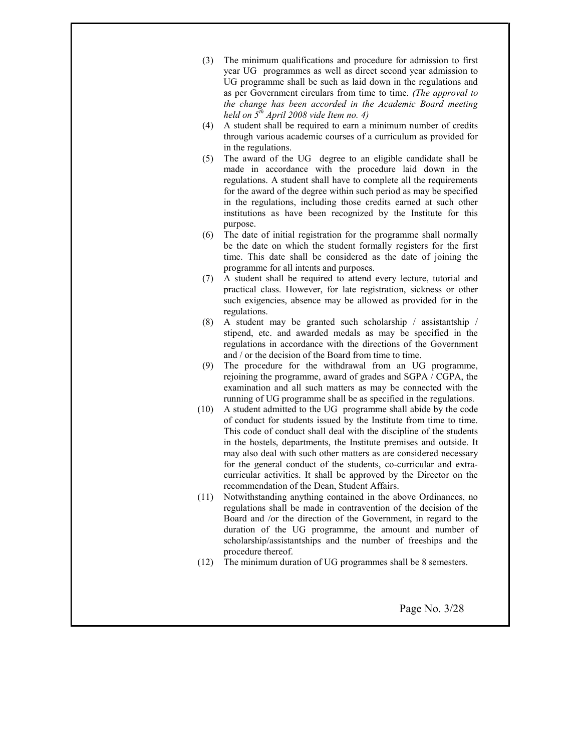(3) The minimum qualifications and procedure for admission to first year UG programmes as well as direct second year admission to UG programme shall be such as laid down in the regulations and as per Government circulars from time to time. *(The approval to the change has been accorded in the Academic Board meeting held on 5th April 2008 vide Item no. 4)*

(4) A student shall be required to earn a minimum number of credits through various academic courses of a curriculum as provided for in the regulations.

(5) The award of the UG degree to an eligible candidate shall be made in accordance with the procedure laid down in the regulations. A student shall have to complete all the requirements for the award of the degree within such period as may be specified in the regulations, including those credits earned at such other institutions as have been recognized by the Institute for this purpose.

(6) The date of initial registration for the programme shall normally be the date on which the student formally registers for the first time. This date shall be considered as the date of joining the programme for all intents and purposes.

(7) A student shall be required to attend every lecture, tutorial and practical class. However, for late registration, sickness or other such exigencies, absence may be allowed as provided for in the regulations.

(8) A student may be granted such scholarship / assistantship / stipend, etc. and awarded medals as may be specified in the regulations in accordance with the directions of the Government and / or the decision of the Board from time to time.

(9) The procedure for the withdrawal from an UG programme, rejoining the programme, award of grades and SGPA / CGPA, the examination and all such matters as may be connected with the running of UG programme shall be as specified in the regulations.

(10) A student admitted to the UG programme shall abide by the code of conduct for students issued by the Institute from time to time. This code of conduct shall deal with the discipline of the students in the hostels, departments, the Institute premises and outside. It may also deal with such other matters as are considered necessary for the general conduct of the students, co-curricular and extra-curricular activities. It shall be approved by the Director on the recommendation of the Dean, Student Affairs.

(11) Notwithstanding anything contained in the above Ordinances, no regulations shall be made in contravention of the decision of the Board and /or the direction of the Government, in regard to the duration of the UG programme, the amount and number of scholarship/assistantships and the number of freeships and the procedure thereof.

(12) The minimum duration of UG programmes shall be 8 semesters.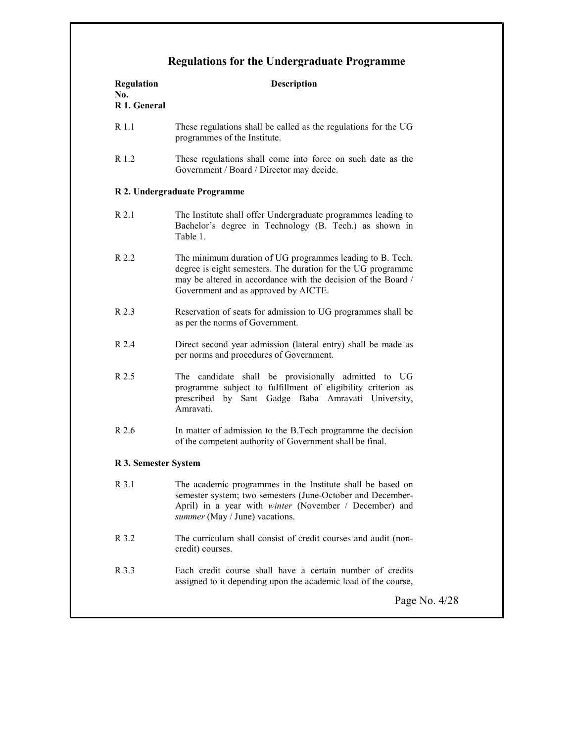# Regulations for the Undergraduate Programme

| Regulation No. | Description |
|---|---|
| **R 1. General** | |
| R 1.1 | These regulations shall be called as the regulations for the UG programmes of the Institute. |
| R 1.2 | These regulations shall come into force on such date as the Government / Board / Director may decide. |
| **R 2. Undergraduate Programme** | |
| R 2.1 | The Institute shall offer Undergraduate programmes leading to Bachelor's degree in Technology (B. Tech.) as shown in Table 1. |
| R 2.2 | The minimum duration of UG programmes leading to B. Tech. degree is eight semesters. The duration for the UG programme may be altered in accordance with the decision of the Board / Government and as approved by AICTE. |
| R 2.3 | Reservation of seats for admission to UG programmes shall be as per the norms of Government. |
| R 2.4 | Direct second year admission (lateral entry) shall be made as per norms and procedures of Government. |
| R 2.5 | The candidate shall be provisionally admitted to UG programme subject to fulfillment of eligibility criterion as prescribed by Sant Gadge Baba Amravati University, Amravati. |
| R 2.6 | In matter of admission to the B.Tech programme the decision of the competent authority of Government shall be final. |
| **R 3. Semester System** | |
| R 3.1 | The academic programmes in the Institute shall be based on semester system; two semesters (June-October and December-April) in a year with *winter* (November / December) and *summer* (May / June) vacations. |
| R 3.2 | The curriculum shall consist of credit courses and audit (non-credit) courses. |
| R 3.3 | Each credit course shall have a certain number of credits assigned to it depending upon the academic load of the course, |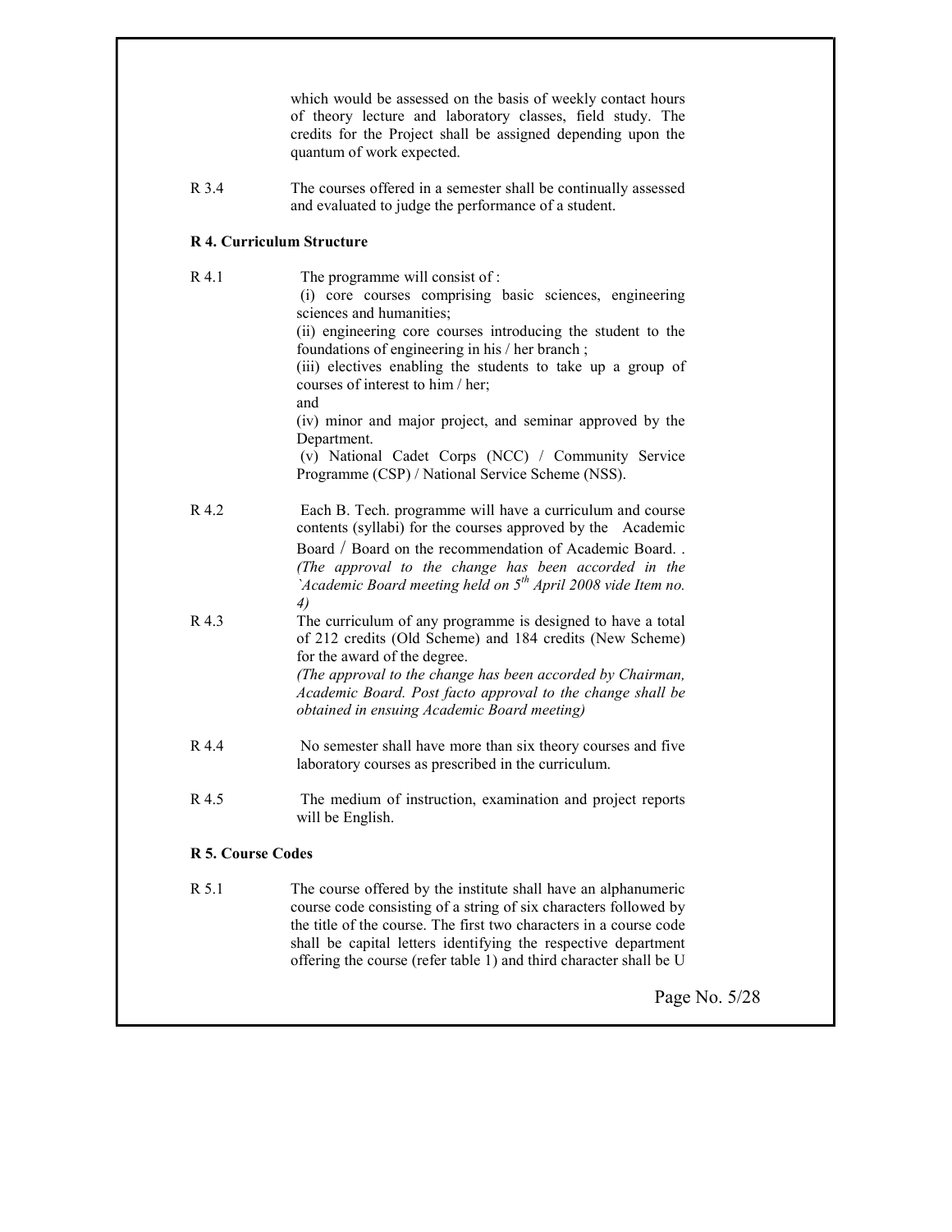which would be assessed on the basis of weekly contact hours of theory lecture and laboratory classes, field study. The credits for the Project shall be assigned depending upon the quantum of work expected.

R 3.4 The courses offered in a semester shall be continually assessed and evaluated to judge the performance of a student.

## R 4. Curriculum Structure

R 4.1 The programme will consist of :

(i) core courses comprising basic sciences, engineering sciences and humanities;

(ii) engineering core courses introducing the student to the foundations of engineering in his / her branch ;

(iii) electives enabling the students to take up a group of courses of interest to him / her;

and

(iv) minor and major project, and seminar approved by the Department.

(v) National Cadet Corps (NCC) / Community Service Programme (CSP) / National Service Scheme (NSS).

R 4.2 Each B. Tech. programme will have a curriculum and course contents (syllabi) for the courses approved by the Academic Board / Board on the recommendation of Academic Board. . *(The approval to the change has been accorded in the `Academic Board meeting held on 5th April 2008 vide Item no. 4)*

R 4.3 The curriculum of any programme is designed to have a total of 212 credits (Old Scheme) and 184 credits (New Scheme) for the award of the degree. *(The approval to the change has been accorded by Chairman, Academic Board. Post facto approval to the change shall be obtained in ensuing Academic Board meeting)*

R 4.4 No semester shall have more than six theory courses and five laboratory courses as prescribed in the curriculum.

R 4.5 The medium of instruction, examination and project reports will be English.

## R 5. Course Codes

R 5.1 The course offered by the institute shall have an alphanumeric course code consisting of a string of six characters followed by the title of the course. The first two characters in a course code shall be capital letters identifying the respective department offering the course (refer table 1) and third character shall be U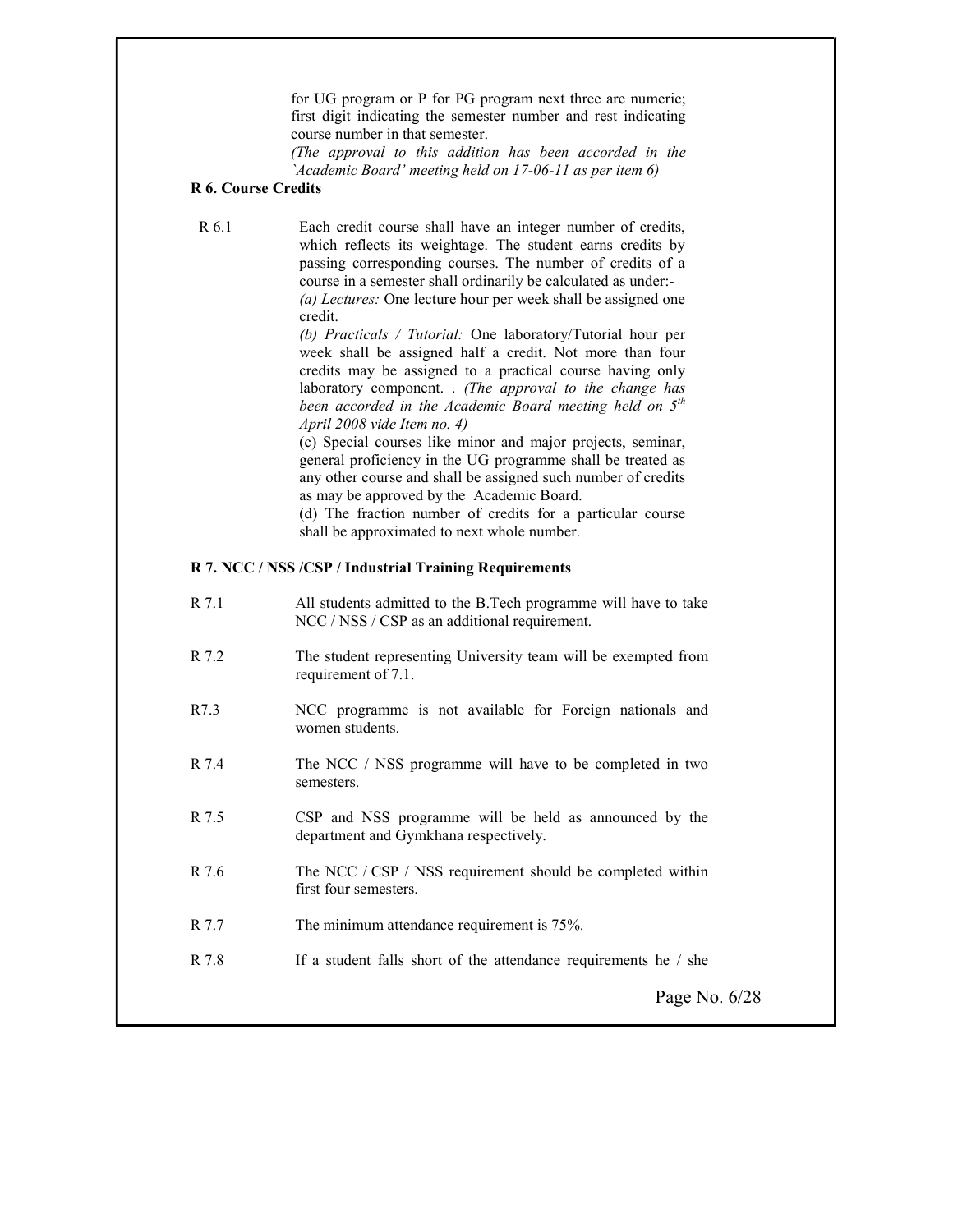for UG program or P for PG program next three are numeric; first digit indicating the semester number and rest indicating course number in that semester.

*(The approval to this addition has been accorded in the `Academic Board' meeting held on 17-06-11 as per item 6)*

**R 6. Course Credits**

R 6.1 Each credit course shall have an integer number of credits, which reflects its weightage. The student earns credits by passing corresponding courses. The number of credits of a course in a semester shall ordinarily be calculated as under:-

*(a) Lectures:* One lecture hour per week shall be assigned one credit.

*(b) Practicals / Tutorial:* One laboratory/Tutorial hour per week shall be assigned half a credit. Not more than four credits may be assigned to a practical course having only laboratory component. . *(The approval to the change has been accorded in the Academic Board meeting held on 5th April 2008 vide Item no. 4)*

(c) Special courses like minor and major projects, seminar, general proficiency in the UG programme shall be treated as any other course and shall be assigned such number of credits as may be approved by the Academic Board.

(d) The fraction number of credits for a particular course shall be approximated to next whole number.

**R 7. NCC / NSS /CSP / Industrial Training Requirements**

R 7.1 All students admitted to the B.Tech programme will have to take NCC / NSS / CSP as an additional requirement.

R 7.2 The student representing University team will be exempted from requirement of 7.1.

R7.3 NCC programme is not available for Foreign nationals and women students.

R 7.4 The NCC / NSS programme will have to be completed in two semesters.

R 7.5 CSP and NSS programme will be held as announced by the department and Gymkhana respectively.

R 7.6 The NCC / CSP / NSS requirement should be completed within first four semesters.

R 7.7 The minimum attendance requirement is 75%.

R 7.8 If a student falls short of the attendance requirements he / she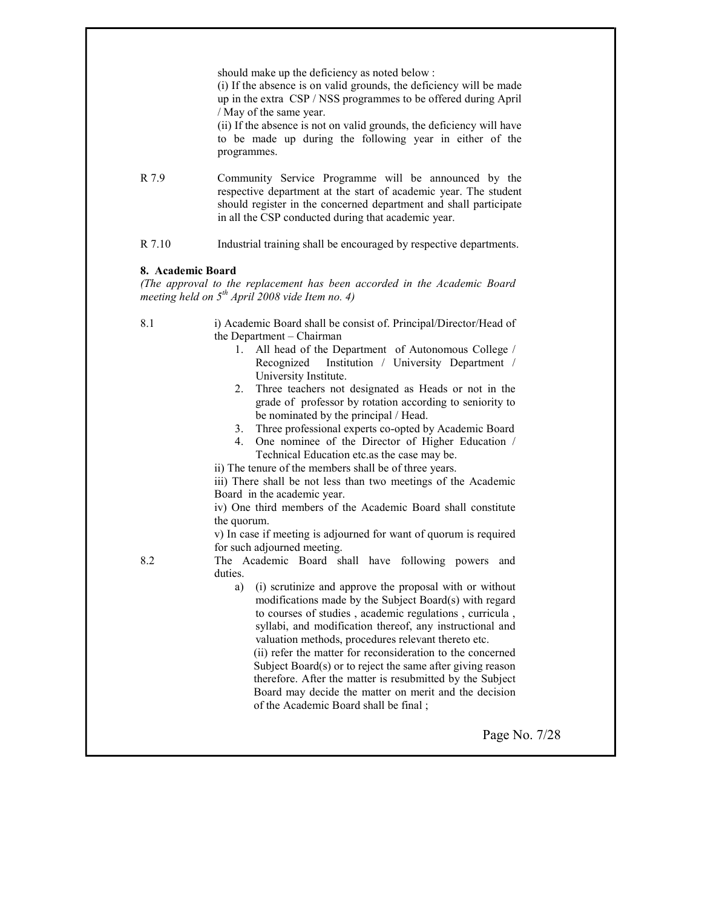should make up the deficiency as noted below :

(i) If the absence is on valid grounds, the deficiency will be made up in the extra CSP / NSS programmes to be offered during April / May of the same year.

(ii) If the absence is not on valid grounds, the deficiency will have to be made up during the following year in either of the programmes.

R 7.9 Community Service Programme will be announced by the respective department at the start of academic year. The student should register in the concerned department and shall participate in all the CSP conducted during that academic year.

R 7.10 Industrial training shall be encouraged by respective departments.

**8. Academic Board**

*(The approval to the replacement has been accorded in the Academic Board meeting held on 5th April 2008 vide Item no. 4)*

8.1 i) Academic Board shall be consist of. Principal/Director/Head of the Department – Chairman

1. All head of the Department of Autonomous College / Recognized Institution / University Department / University Institute.
2. Three teachers not designated as Heads or not in the grade of professor by rotation according to seniority to be nominated by the principal / Head.
3. Three professional experts co-opted by Academic Board
4. One nominee of the Director of Higher Education / Technical Education etc.as the case may be.

ii) The tenure of the members shall be of three years.

iii) There shall be not less than two meetings of the Academic Board in the academic year.

iv) One third members of the Academic Board shall constitute the quorum.

v) In case if meeting is adjourned for want of quorum is required for such adjourned meeting.

8.2 The Academic Board shall have following powers and duties.

a) (i) scrutinize and approve the proposal with or without modifications made by the Subject Board(s) with regard to courses of studies , academic regulations , curricula , syllabi, and modification thereof, any instructional and valuation methods, procedures relevant thereto etc.

(ii) refer the matter for reconsideration to the concerned Subject Board(s) or to reject the same after giving reason therefore. After the matter is resubmitted by the Subject Board may decide the matter on merit and the decision of the Academic Board shall be final ;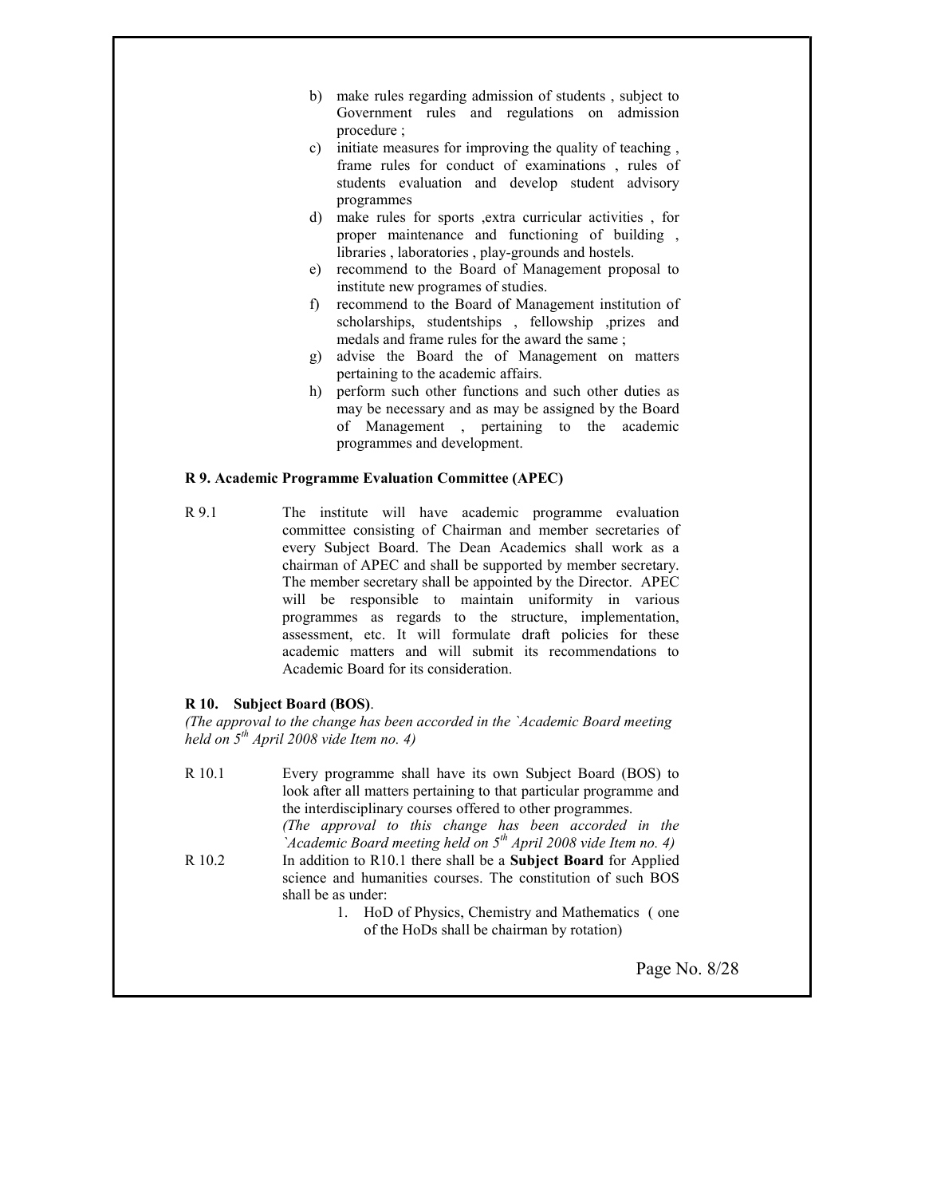b) make rules regarding admission of students , subject to Government rules and regulations on admission procedure ;
c) initiate measures for improving the quality of teaching , frame rules for conduct of examinations , rules of students evaluation and develop student advisory programmes
d) make rules for sports ,extra curricular activities , for proper maintenance and functioning of building , libraries , laboratories , play-grounds and hostels.
e) recommend to the Board of Management proposal to institute new programes of studies.
f) recommend to the Board of Management institution of scholarships, studentships , fellowship ,prizes and medals and frame rules for the award the same ;
g) advise the Board the of Management on matters pertaining to the academic affairs.
h) perform such other functions and such other duties as may be necessary and as may be assigned by the Board of Management , pertaining to the academic programmes and development.

**R 9. Academic Programme Evaluation Committee (APEC)**

R 9.1 The institute will have academic programme evaluation committee consisting of Chairman and member secretaries of every Subject Board. The Dean Academics shall work as a chairman of APEC and shall be supported by member secretary. The member secretary shall be appointed by the Director. APEC will be responsible to maintain uniformity in various programmes as regards to the structure, implementation, assessment, etc. It will formulate draft policies for these academic matters and will submit its recommendations to Academic Board for its consideration.

**R 10. Subject Board (BOS)**.

*(The approval to the change has been accorded in the `Academic Board meeting held on 5th April 2008 vide Item no. 4)*

R 10.1 Every programme shall have its own Subject Board (BOS) to look after all matters pertaining to that particular programme and the interdisciplinary courses offered to other programmes.
*(The approval to this change has been accorded in the `Academic Board meeting held on 5th April 2008 vide Item no. 4)*

R 10.2 In addition to R10.1 there shall be a **Subject Board** for Applied science and humanities courses. The constitution of such BOS shall be as under:

1. HoD of Physics, Chemistry and Mathematics ( one of the HoDs shall be chairman by rotation)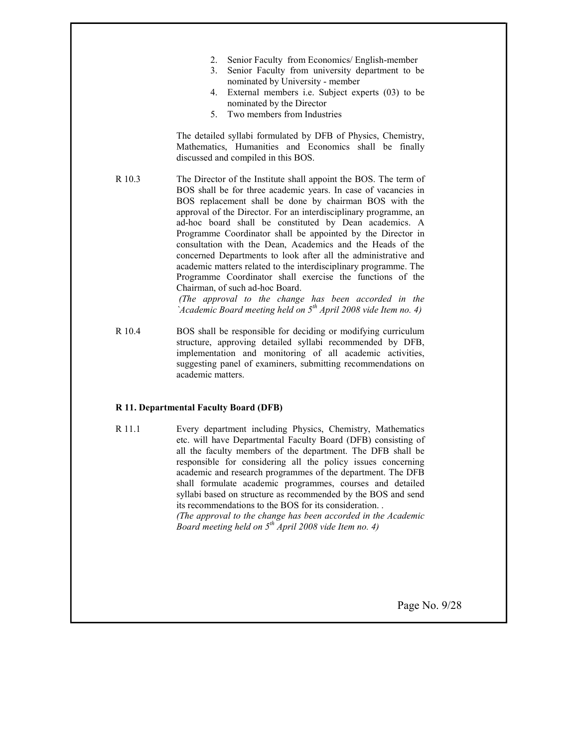2. Senior Faculty from Economics/ English-member
3. Senior Faculty from university department to be nominated by University - member
4. External members i.e. Subject experts (03) to be nominated by the Director
5. Two members from Industries

The detailed syllabi formulated by DFB of Physics, Chemistry, Mathematics, Humanities and Economics shall be finally discussed and compiled in this BOS.

R 10.3 The Director of the Institute shall appoint the BOS. The term of BOS shall be for three academic years. In case of vacancies in BOS replacement shall be done by chairman BOS with the approval of the Director. For an interdisciplinary programme, an ad-hoc board shall be constituted by Dean academics. A Programme Coordinator shall be appointed by the Director in consultation with the Dean, Academics and the Heads of the concerned Departments to look after all the administrative and academic matters related to the interdisciplinary programme. The Programme Coordinator shall exercise the functions of the Chairman, of such ad-hoc Board.
*(The approval to the change has been accorded in the `Academic Board meeting held on 5th April 2008 vide Item no. 4)*

R 10.4 BOS shall be responsible for deciding or modifying curriculum structure, approving detailed syllabi recommended by DFB, implementation and monitoring of all academic activities, suggesting panel of examiners, submitting recommendations on academic matters.

**R 11. Departmental Faculty Board (DFB)**

R 11.1 Every department including Physics, Chemistry, Mathematics etc. will have Departmental Faculty Board (DFB) consisting of all the faculty members of the department. The DFB shall be responsible for considering all the policy issues concerning academic and research programmes of the department. The DFB shall formulate academic programmes, courses and detailed syllabi based on structure as recommended by the BOS and send its recommendations to the BOS for its consideration. .
*(The approval to the change has been accorded in the Academic Board meeting held on 5th April 2008 vide Item no. 4)*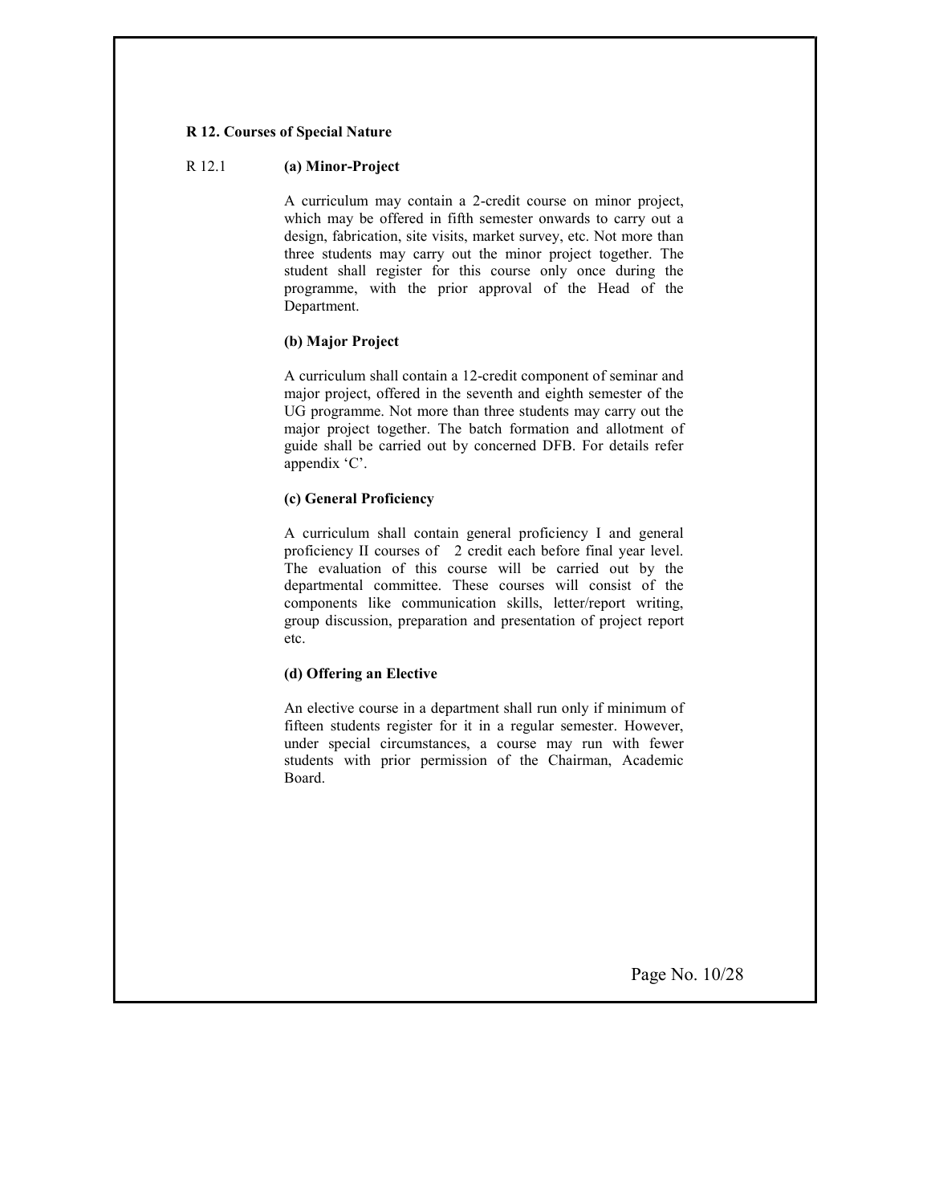**R 12. Courses of Special Nature**

R 12.1 **(a) Minor-Project**

A curriculum may contain a 2-credit course on minor project, which may be offered in fifth semester onwards to carry out a design, fabrication, site visits, market survey, etc. Not more than three students may carry out the minor project together. The student shall register for this course only once during the programme, with the prior approval of the Head of the Department.

**(b) Major Project**

A curriculum shall contain a 12-credit component of seminar and major project, offered in the seventh and eighth semester of the UG programme. Not more than three students may carry out the major project together. The batch formation and allotment of guide shall be carried out by concerned DFB. For details refer appendix 'C'.

**(c) General Proficiency**

A curriculum shall contain general proficiency I and general proficiency II courses of 2 credit each before final year level. The evaluation of this course will be carried out by the departmental committee. These courses will consist of the components like communication skills, letter/report writing, group discussion, preparation and presentation of project report etc.

**(d) Offering an Elective**

An elective course in a department shall run only if minimum of fifteen students register for it in a regular semester. However, under special circumstances, a course may run with fewer students with prior permission of the Chairman, Academic Board.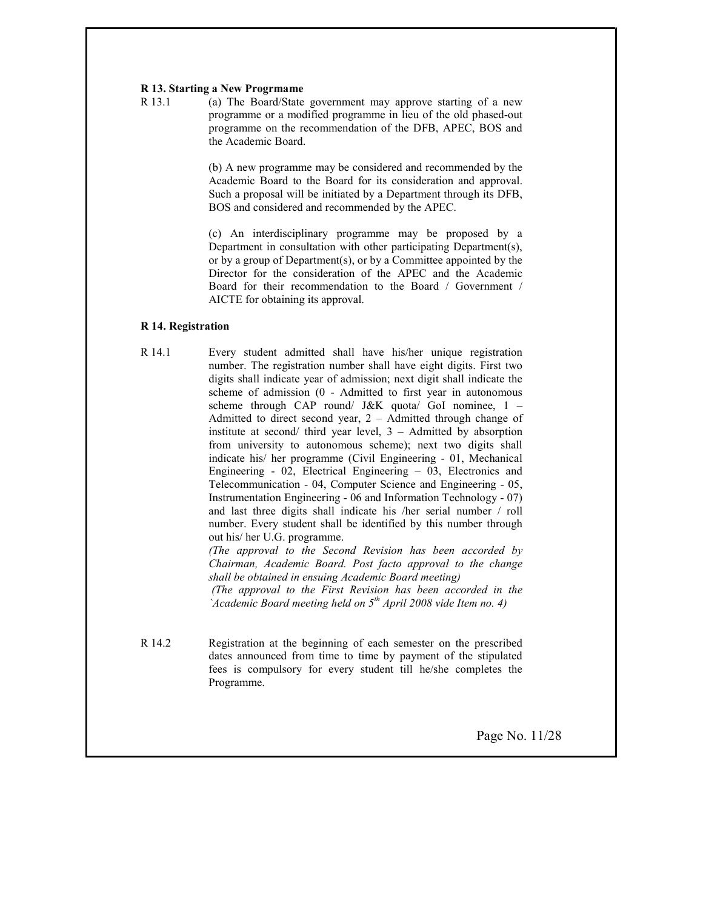**R 13. Starting a New Progrmame**

R 13.1 (a) The Board/State government may approve starting of a new programme or a modified programme in lieu of the old phased-out programme on the recommendation of the DFB, APEC, BOS and the Academic Board.

(b) A new programme may be considered and recommended by the Academic Board to the Board for its consideration and approval. Such a proposal will be initiated by a Department through its DFB, BOS and considered and recommended by the APEC.

(c) An interdisciplinary programme may be proposed by a Department in consultation with other participating Department(s), or by a group of Department(s), or by a Committee appointed by the Director for the consideration of the APEC and the Academic Board for their recommendation to the Board / Government / AICTE for obtaining its approval.

**R 14. Registration**

R 14.1 Every student admitted shall have his/her unique registration number. The registration number shall have eight digits. First two digits shall indicate year of admission; next digit shall indicate the scheme of admission (0 - Admitted to first year in autonomous scheme through CAP round/ J&K quota/ GoI nominee, 1 – Admitted to direct second year, 2 – Admitted through change of institute at second/ third year level, 3 – Admitted by absorption from university to autonomous scheme); next two digits shall indicate his/ her programme (Civil Engineering - 01, Mechanical Engineering - 02, Electrical Engineering – 03, Electronics and Telecommunication - 04, Computer Science and Engineering - 05, Instrumentation Engineering - 06 and Information Technology - 07) and last three digits shall indicate his /her serial number / roll number. Every student shall be identified by this number through out his/ her U.G. programme.

*(The approval to the Second Revision has been accorded by Chairman, Academic Board. Post facto approval to the change shall be obtained in ensuing Academic Board meeting)*

*(The approval to the First Revision has been accorded in the `Academic Board meeting held on 5th April 2008 vide Item no. 4)*

R 14.2 Registration at the beginning of each semester on the prescribed dates announced from time to time by payment of the stipulated fees is compulsory for every student till he/she completes the Programme.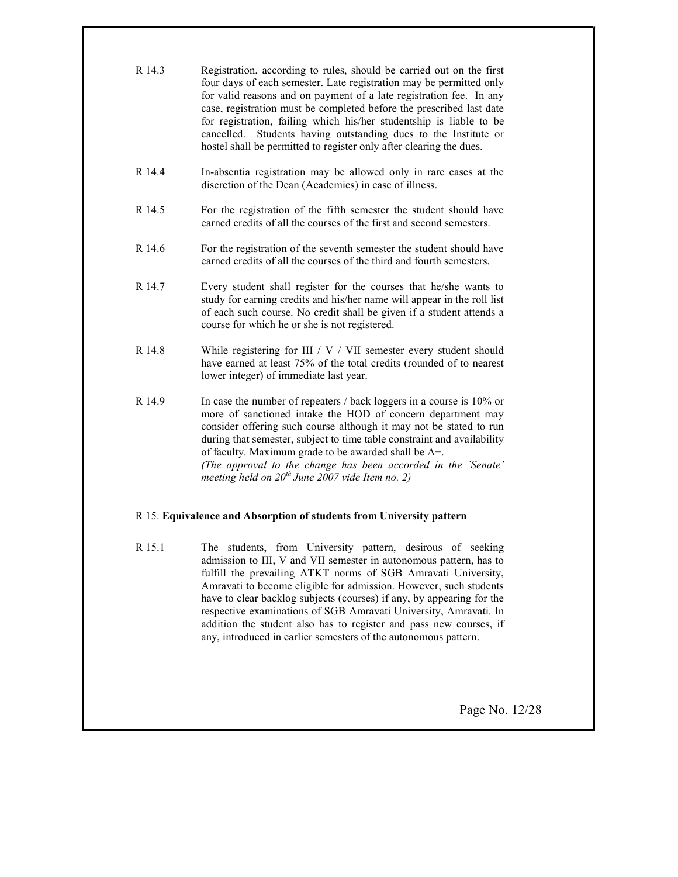R 14.3 Registration, according to rules, should be carried out on the first four days of each semester. Late registration may be permitted only for valid reasons and on payment of a late registration fee. In any case, registration must be completed before the prescribed last date for registration, failing which his/her studentship is liable to be cancelled. Students having outstanding dues to the Institute or hostel shall be permitted to register only after clearing the dues.

R 14.4 In-absentia registration may be allowed only in rare cases at the discretion of the Dean (Academics) in case of illness.

R 14.5 For the registration of the fifth semester the student should have earned credits of all the courses of the first and second semesters.

R 14.6 For the registration of the seventh semester the student should have earned credits of all the courses of the third and fourth semesters.

R 14.7 Every student shall register for the courses that he/she wants to study for earning credits and his/her name will appear in the roll list of each such course. No credit shall be given if a student attends a course for which he or she is not registered.

R 14.8 While registering for III / V / VII semester every student should have earned at least 75% of the total credits (rounded of to nearest lower integer) of immediate last year.

R 14.9 In case the number of repeaters / back loggers in a course is 10% or more of sanctioned intake the HOD of concern department may consider offering such course although it may not be stated to run during that semester, subject to time table constraint and availability of faculty. Maximum grade to be awarded shall be A+.
*(The approval to the change has been accorded in the `Senate' meeting held on 20th June 2007 vide Item no. 2)*

R 15. **Equivalence and Absorption of students from University pattern**

R 15.1 The students, from University pattern, desirous of seeking admission to III, V and VII semester in autonomous pattern, has to fulfill the prevailing ATKT norms of SGB Amravati University, Amravati to become eligible for admission. However, such students have to clear backlog subjects (courses) if any, by appearing for the respective examinations of SGB Amravati University, Amravati. In addition the student also has to register and pass new courses, if any, introduced in earlier semesters of the autonomous pattern.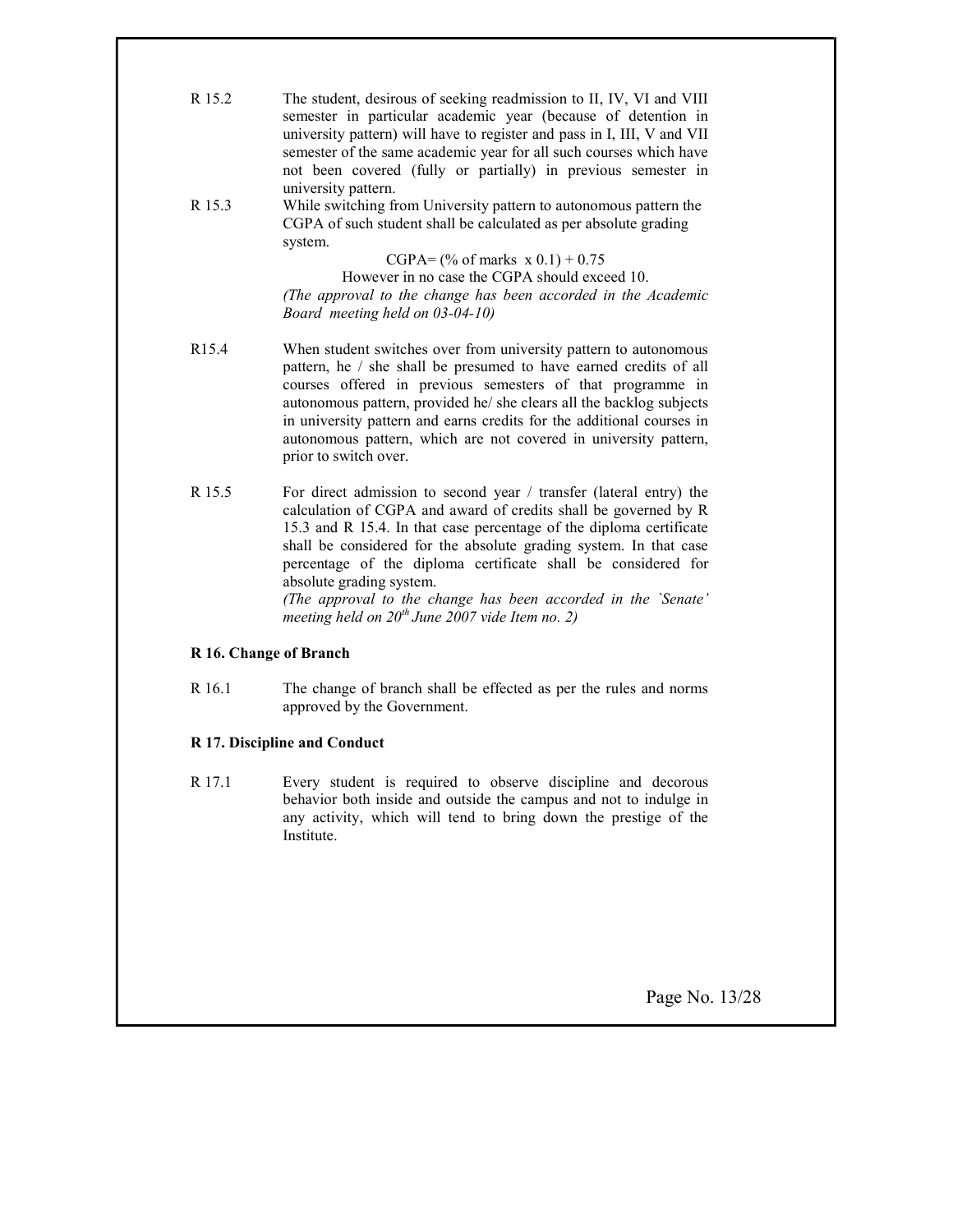R 15.2 The student, desirous of seeking readmission to II, IV, VI and VIII semester in particular academic year (because of detention in university pattern) will have to register and pass in I, III, V and VII semester of the same academic year for all such courses which have not been covered (fully or partially) in previous semester in university pattern.

R 15.3 While switching from University pattern to autonomous pattern the CGPA of such student shall be calculated as per absolute grading system.

$$\text{CGPA} = (\text{\% of marks } \times 0.1) + 0.75$$

However in no case the CGPA should exceed 10.

*(The approval to the change has been accorded in the Academic Board meeting held on 03-04-10)*

R15.4 When student switches over from university pattern to autonomous pattern, he / she shall be presumed to have earned credits of all courses offered in previous semesters of that programme in autonomous pattern, provided he/ she clears all the backlog subjects in university pattern and earns credits for the additional courses in autonomous pattern, which are not covered in university pattern, prior to switch over.

R 15.5 For direct admission to second year / transfer (lateral entry) the calculation of CGPA and award of credits shall be governed by R 15.3 and R 15.4. In that case percentage of the diploma certificate shall be considered for the absolute grading system. In that case percentage of the diploma certificate shall be considered for absolute grading system.

*(The approval to the change has been accorded in the `Senate' meeting held on 20th June 2007 vide Item no. 2)*

**R 16. Change of Branch**

R 16.1 The change of branch shall be effected as per the rules and norms approved by the Government.

**R 17. Discipline and Conduct**

R 17.1 Every student is required to observe discipline and decorous behavior both inside and outside the campus and not to indulge in any activity, which will tend to bring down the prestige of the Institute.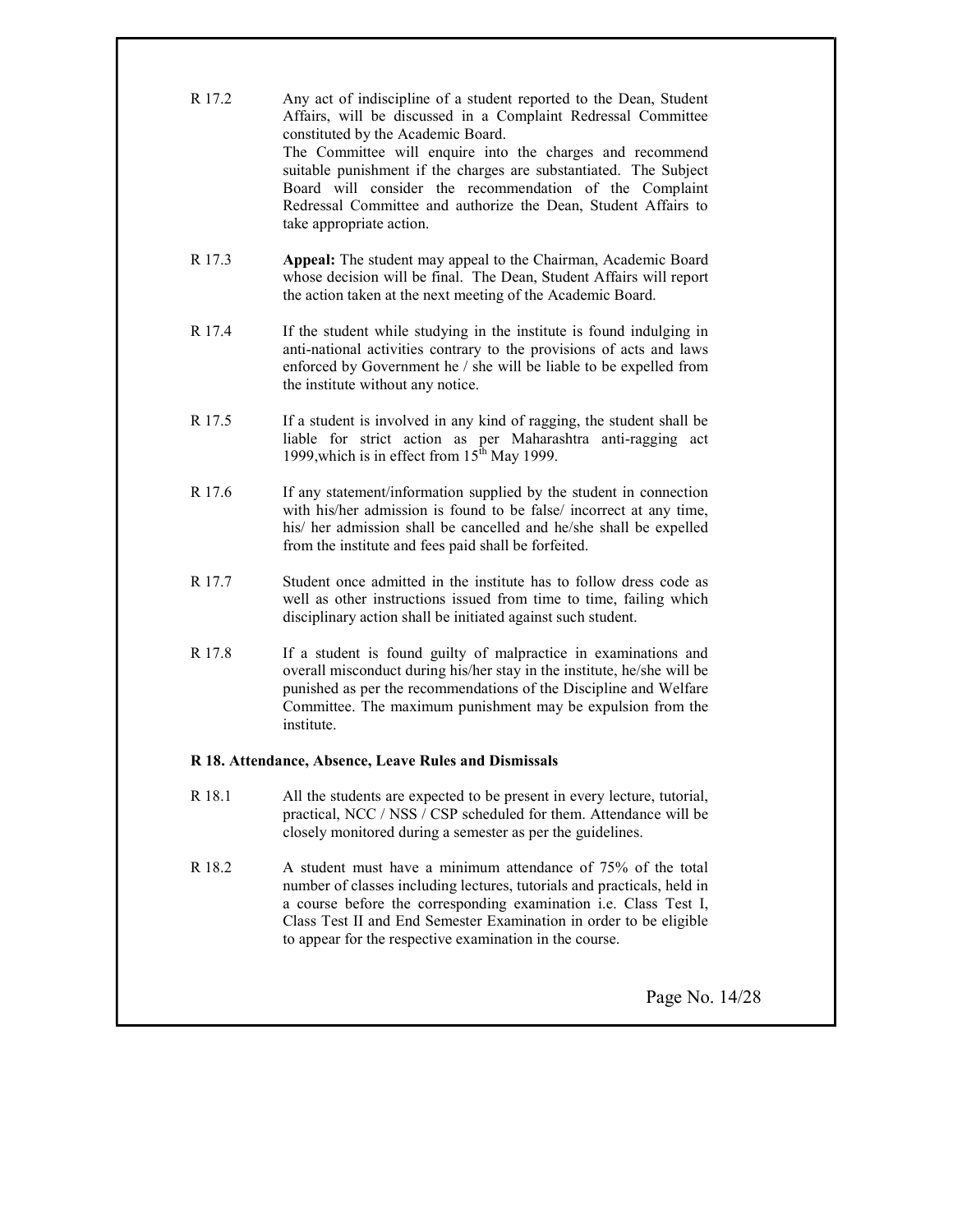R 17.2 Any act of indiscipline of a student reported to the Dean, Student Affairs, will be discussed in a Complaint Redressal Committee constituted by the Academic Board.
The Committee will enquire into the charges and recommend suitable punishment if the charges are substantiated. The Subject Board will consider the recommendation of the Complaint Redressal Committee and authorize the Dean, Student Affairs to take appropriate action.

R 17.3 **Appeal:** The student may appeal to the Chairman, Academic Board whose decision will be final. The Dean, Student Affairs will report the action taken at the next meeting of the Academic Board.

R 17.4 If the student while studying in the institute is found indulging in anti-national activities contrary to the provisions of acts and laws enforced by Government he / she will be liable to be expelled from the institute without any notice.

R 17.5 If a student is involved in any kind of ragging, the student shall be liable for strict action as per Maharashtra anti-ragging act 1999,which is in effect from 15th May 1999.

R 17.6 If any statement/information supplied by the student in connection with his/her admission is found to be false/ incorrect at any time, his/ her admission shall be cancelled and he/she shall be expelled from the institute and fees paid shall be forfeited.

R 17.7 Student once admitted in the institute has to follow dress code as well as other instructions issued from time to time, failing which disciplinary action shall be initiated against such student.

R 17.8 If a student is found guilty of malpractice in examinations and overall misconduct during his/her stay in the institute, he/she will be punished as per the recommendations of the Discipline and Welfare Committee. The maximum punishment may be expulsion from the institute.

**R 18. Attendance, Absence, Leave Rules and Dismissals**

R 18.1 All the students are expected to be present in every lecture, tutorial, practical, NCC / NSS / CSP scheduled for them. Attendance will be closely monitored during a semester as per the guidelines.

R 18.2 A student must have a minimum attendance of 75% of the total number of classes including lectures, tutorials and practicals, held in a course before the corresponding examination i.e. Class Test I, Class Test II and End Semester Examination in order to be eligible to appear for the respective examination in the course.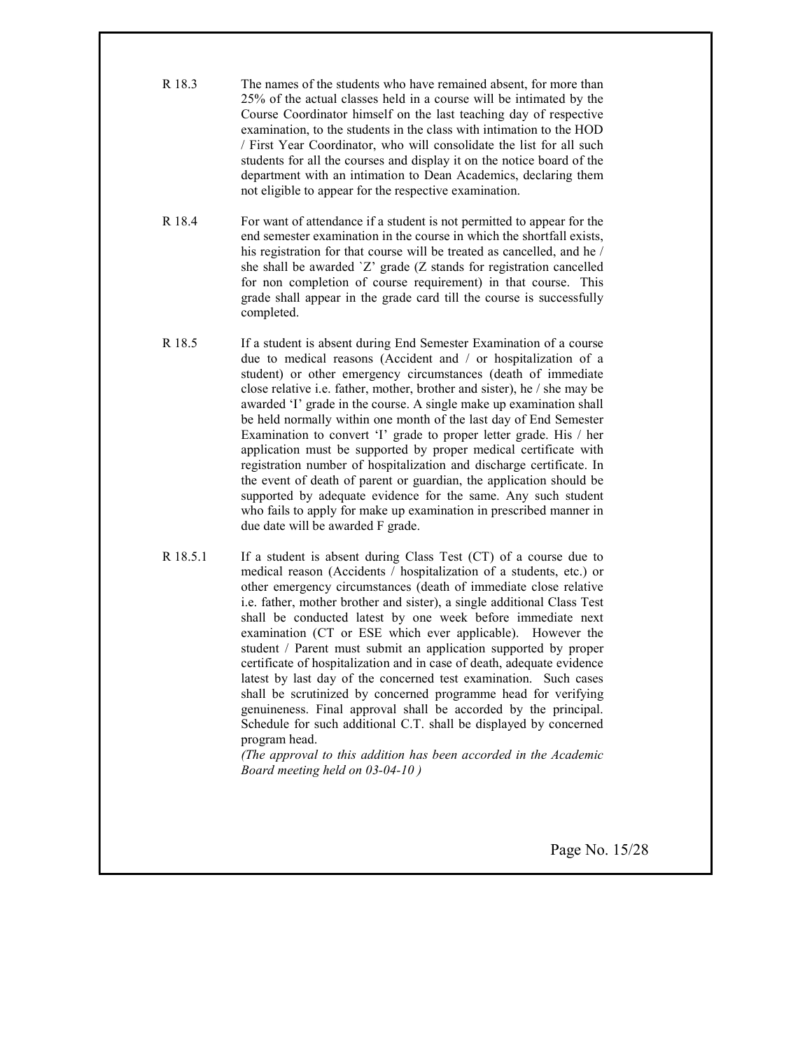**R 18.3** The names of the students who have remained absent, for more than 25% of the actual classes held in a course will be intimated by the Course Coordinator himself on the last teaching day of respective examination, to the students in the class with intimation to the HOD / First Year Coordinator, who will consolidate the list for all such students for all the courses and display it on the notice board of the department with an intimation to Dean Academics, declaring them not eligible to appear for the respective examination.

**R 18.4** For want of attendance if a student is not permitted to appear for the end semester examination in the course in which the shortfall exists, his registration for that course will be treated as cancelled, and he / she shall be awarded `Z' grade (Z stands for registration cancelled for non completion of course requirement) in that course. This grade shall appear in the grade card till the course is successfully completed.

**R 18.5** If a student is absent during End Semester Examination of a course due to medical reasons (Accident and / or hospitalization of a student) or other emergency circumstances (death of immediate close relative i.e. father, mother, brother and sister), he / she may be awarded 'I' grade in the course. A single make up examination shall be held normally within one month of the last day of End Semester Examination to convert 'I' grade to proper letter grade. His / her application must be supported by proper medical certificate with registration number of hospitalization and discharge certificate. In the event of death of parent or guardian, the application should be supported by adequate evidence for the same. Any such student who fails to apply for make up examination in prescribed manner in due date will be awarded F grade.

**R 18.5.1** If a student is absent during Class Test (CT) of a course due to medical reason (Accidents / hospitalization of a students, etc.) or other emergency circumstances (death of immediate close relative i.e. father, mother brother and sister), a single additional Class Test shall be conducted latest by one week before immediate next examination (CT or ESE which ever applicable). However the student / Parent must submit an application supported by proper certificate of hospitalization and in case of death, adequate evidence latest by last day of the concerned test examination. Such cases shall be scrutinized by concerned programme head for verifying genuineness. Final approval shall be accorded by the principal. Schedule for such additional C.T. shall be displayed by concerned program head.

*(The approval to this addition has been accorded in the Academic Board meeting held on 03-04-10 )*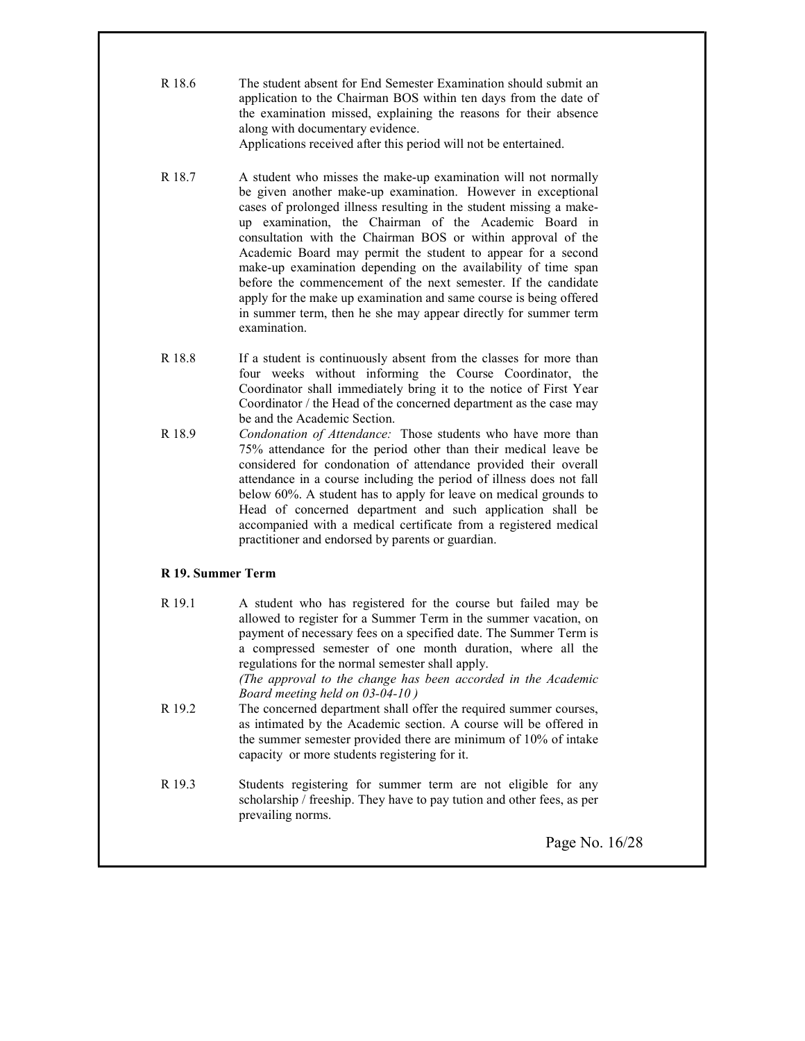R 18.6 The student absent for End Semester Examination should submit an application to the Chairman BOS within ten days from the date of the examination missed, explaining the reasons for their absence along with documentary evidence.
Applications received after this period will not be entertained.

R 18.7 A student who misses the make-up examination will not normally be given another make-up examination. However in exceptional cases of prolonged illness resulting in the student missing a make-up examination, the Chairman of the Academic Board in consultation with the Chairman BOS or within approval of the Academic Board may permit the student to appear for a second make-up examination depending on the availability of time span before the commencement of the next semester. If the candidate apply for the make up examination and same course is being offered in summer term, then he she may appear directly for summer term examination.

R 18.8 If a student is continuously absent from the classes for more than four weeks without informing the Course Coordinator, the Coordinator shall immediately bring it to the notice of First Year Coordinator / the Head of the concerned department as the case may be and the Academic Section.

R 18.9 *Condonation of Attendance:* Those students who have more than 75% attendance for the period other than their medical leave be considered for condonation of attendance provided their overall attendance in a course including the period of illness does not fall below 60%. A student has to apply for leave on medical grounds to Head of concerned department and such application shall be accompanied with a medical certificate from a registered medical practitioner and endorsed by parents or guardian.

**R 19. Summer Term**

R 19.1 A student who has registered for the course but failed may be allowed to register for a Summer Term in the summer vacation, on payment of necessary fees on a specified date. The Summer Term is a compressed semester of one month duration, where all the regulations for the normal semester shall apply.
*(The approval to the change has been accorded in the Academic Board meeting held on 03-04-10 )*

R 19.2 The concerned department shall offer the required summer courses, as intimated by the Academic section. A course will be offered in the summer semester provided there are minimum of 10% of intake capacity or more students registering for it.

R 19.3 Students registering for summer term are not eligible for any scholarship / freeship. They have to pay tution and other fees, as per prevailing norms.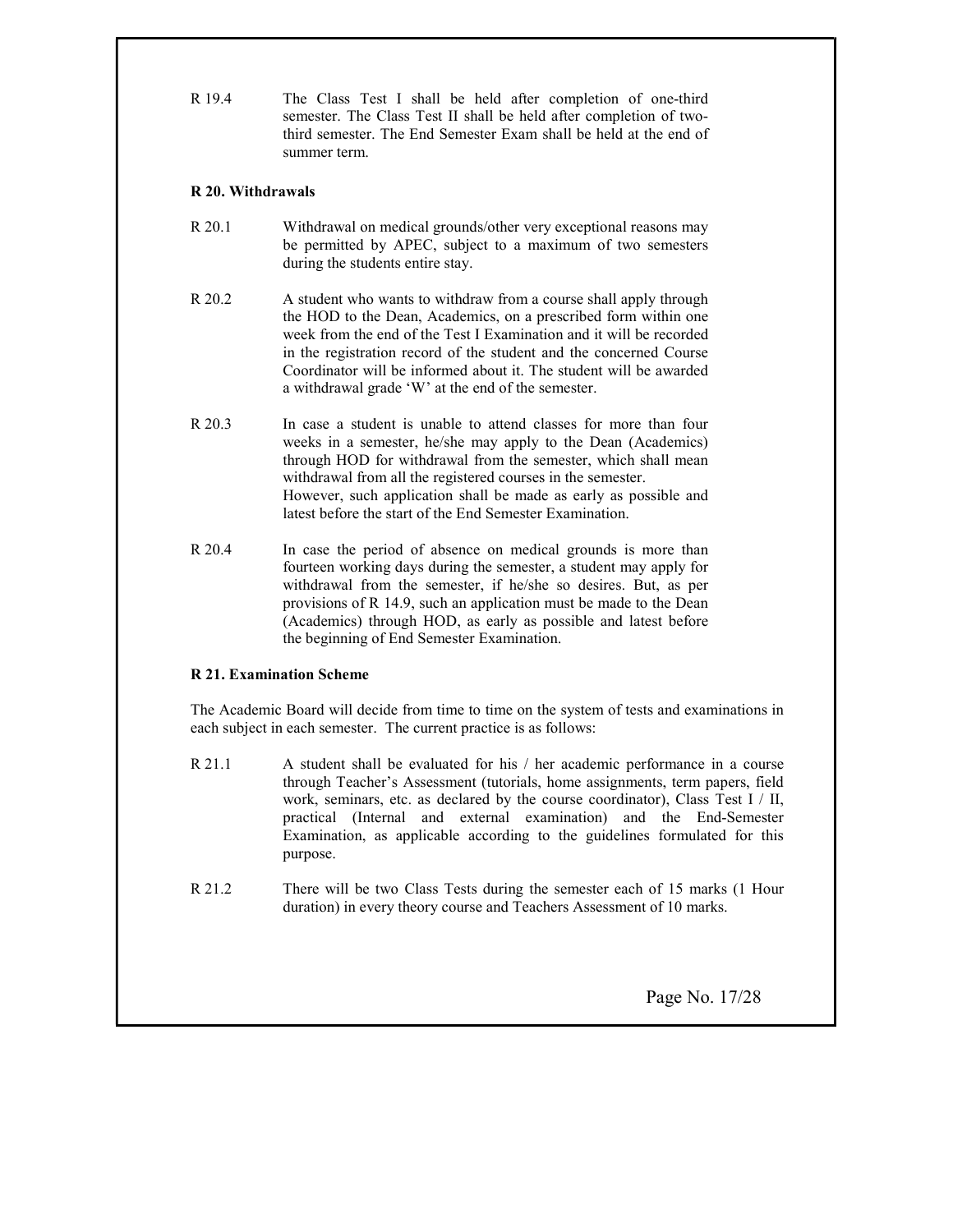R 19.4 The Class Test I shall be held after completion of one-third semester. The Class Test II shall be held after completion of two-third semester. The End Semester Exam shall be held at the end of summer term.

**R 20. Withdrawals**

R 20.1 Withdrawal on medical grounds/other very exceptional reasons may be permitted by APEC, subject to a maximum of two semesters during the students entire stay.

R 20.2 A student who wants to withdraw from a course shall apply through the HOD to the Dean, Academics, on a prescribed form within one week from the end of the Test I Examination and it will be recorded in the registration record of the student and the concerned Course Coordinator will be informed about it. The student will be awarded a withdrawal grade 'W' at the end of the semester.

R 20.3 In case a student is unable to attend classes for more than four weeks in a semester, he/she may apply to the Dean (Academics) through HOD for withdrawal from the semester, which shall mean withdrawal from all the registered courses in the semester. However, such application shall be made as early as possible and latest before the start of the End Semester Examination.

R 20.4 In case the period of absence on medical grounds is more than fourteen working days during the semester, a student may apply for withdrawal from the semester, if he/she so desires. But, as per provisions of R 14.9, such an application must be made to the Dean (Academics) through HOD, as early as possible and latest before the beginning of End Semester Examination.

**R 21. Examination Scheme**

The Academic Board will decide from time to time on the system of tests and examinations in each subject in each semester. The current practice is as follows:

R 21.1 A student shall be evaluated for his / her academic performance in a course through Teacher's Assessment (tutorials, home assignments, term papers, field work, seminars, etc. as declared by the course coordinator), Class Test I / II, practical (Internal and external examination) and the End-Semester Examination, as applicable according to the guidelines formulated for this purpose.

R 21.2 There will be two Class Tests during the semester each of 15 marks (1 Hour duration) in every theory course and Teachers Assessment of 10 marks.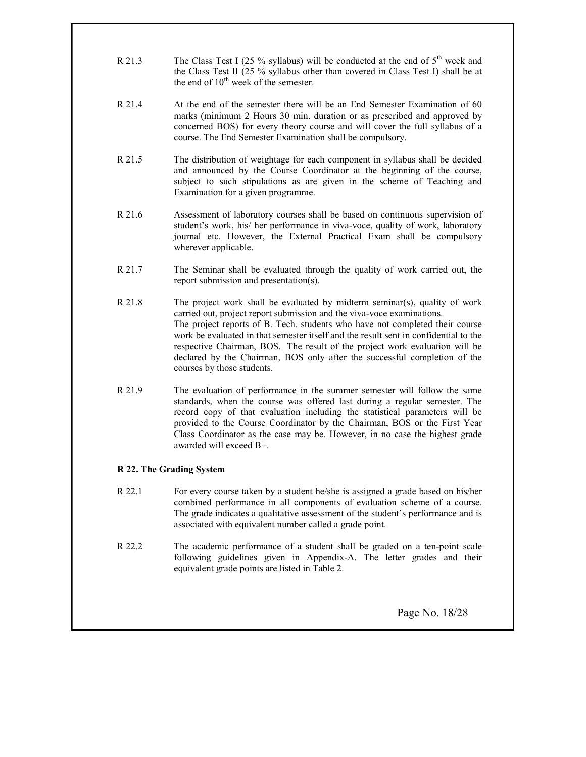R 21.3 The Class Test I (25 % syllabus) will be conducted at the end of $5^{th}$ week and the Class Test II (25 % syllabus other than covered in Class Test I) shall be at the end of $10^{th}$ week of the semester.

R 21.4 At the end of the semester there will be an End Semester Examination of 60 marks (minimum 2 Hours 30 min. duration or as prescribed and approved by concerned BOS) for every theory course and will cover the full syllabus of a course. The End Semester Examination shall be compulsory.

R 21.5 The distribution of weightage for each component in syllabus shall be decided and announced by the Course Coordinator at the beginning of the course, subject to such stipulations as are given in the scheme of Teaching and Examination for a given programme.

R 21.6 Assessment of laboratory courses shall be based on continuous supervision of student's work, his/ her performance in viva-voce, quality of work, laboratory journal etc. However, the External Practical Exam shall be compulsory wherever applicable.

R 21.7 The Seminar shall be evaluated through the quality of work carried out, the report submission and presentation(s).

R 21.8 The project work shall be evaluated by midterm seminar(s), quality of work carried out, project report submission and the viva-voce examinations.
The project reports of B. Tech. students who have not completed their course work be evaluated in that semester itself and the result sent in confidential to the respective Chairman, BOS. The result of the project work evaluation will be declared by the Chairman, BOS only after the successful completion of the courses by those students.

R 21.9 The evaluation of performance in the summer semester will follow the same standards, when the course was offered last during a regular semester. The record copy of that evaluation including the statistical parameters will be provided to the Course Coordinator by the Chairman, BOS or the First Year Class Coordinator as the case may be. However, in no case the highest grade awarded will exceed B+.

**R 22. The Grading System**

R 22.1 For every course taken by a student he/she is assigned a grade based on his/her combined performance in all components of evaluation scheme of a course. The grade indicates a qualitative assessment of the student's performance and is associated with equivalent number called a grade point.

R 22.2 The academic performance of a student shall be graded on a ten-point scale following guidelines given in Appendix-A. The letter grades and their equivalent grade points are listed in Table 2.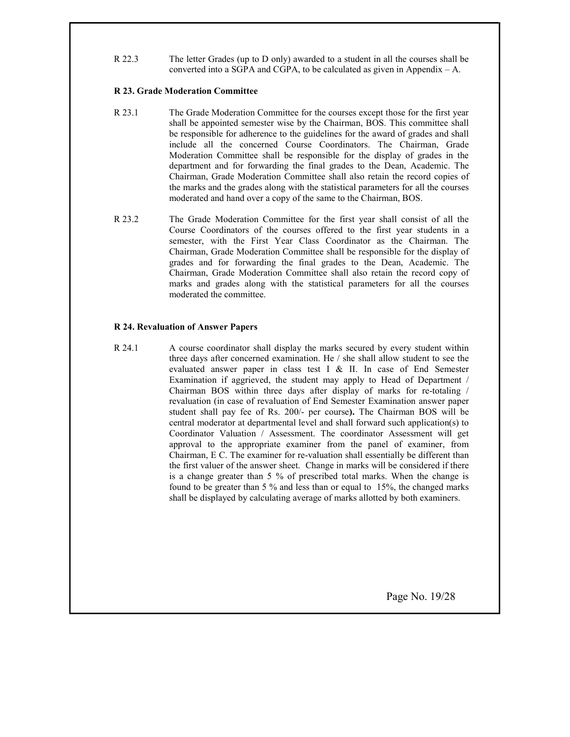R 22.3 The letter Grades (up to D only) awarded to a student in all the courses shall be converted into a SGPA and CGPA, to be calculated as given in Appendix – A.

**R 23. Grade Moderation Committee**

R 23.1 The Grade Moderation Committee for the courses except those for the first year shall be appointed semester wise by the Chairman, BOS. This committee shall be responsible for adherence to the guidelines for the award of grades and shall include all the concerned Course Coordinators. The Chairman, Grade Moderation Committee shall be responsible for the display of grades in the department and for forwarding the final grades to the Dean, Academic. The Chairman, Grade Moderation Committee shall also retain the record copies of the marks and the grades along with the statistical parameters for all the courses moderated and hand over a copy of the same to the Chairman, BOS.

R 23.2 The Grade Moderation Committee for the first year shall consist of all the Course Coordinators of the courses offered to the first year students in a semester, with the First Year Class Coordinator as the Chairman. The Chairman, Grade Moderation Committee shall be responsible for the display of grades and for forwarding the final grades to the Dean, Academic. The Chairman, Grade Moderation Committee shall also retain the record copy of marks and grades along with the statistical parameters for all the courses moderated the committee.

**R 24. Revaluation of Answer Papers**

R 24.1 A course coordinator shall display the marks secured by every student within three days after concerned examination. He / she shall allow student to see the evaluated answer paper in class test I & II. In case of End Semester Examination if aggrieved, the student may apply to Head of Department / Chairman BOS within three days after display of marks for re-totaling / revaluation (in case of revaluation of End Semester Examination answer paper student shall pay fee of Rs. 200/- per course**).** The Chairman BOS will be central moderator at departmental level and shall forward such application(s) to Coordinator Valuation / Assessment. The coordinator Assessment will get approval to the appropriate examiner from the panel of examiner, from Chairman, E C. The examiner for re-valuation shall essentially be different than the first valuer of the answer sheet. Change in marks will be considered if there is a change greater than 5 % of prescribed total marks. When the change is found to be greater than 5 % and less than or equal to 15%, the changed marks shall be displayed by calculating average of marks allotted by both examiners.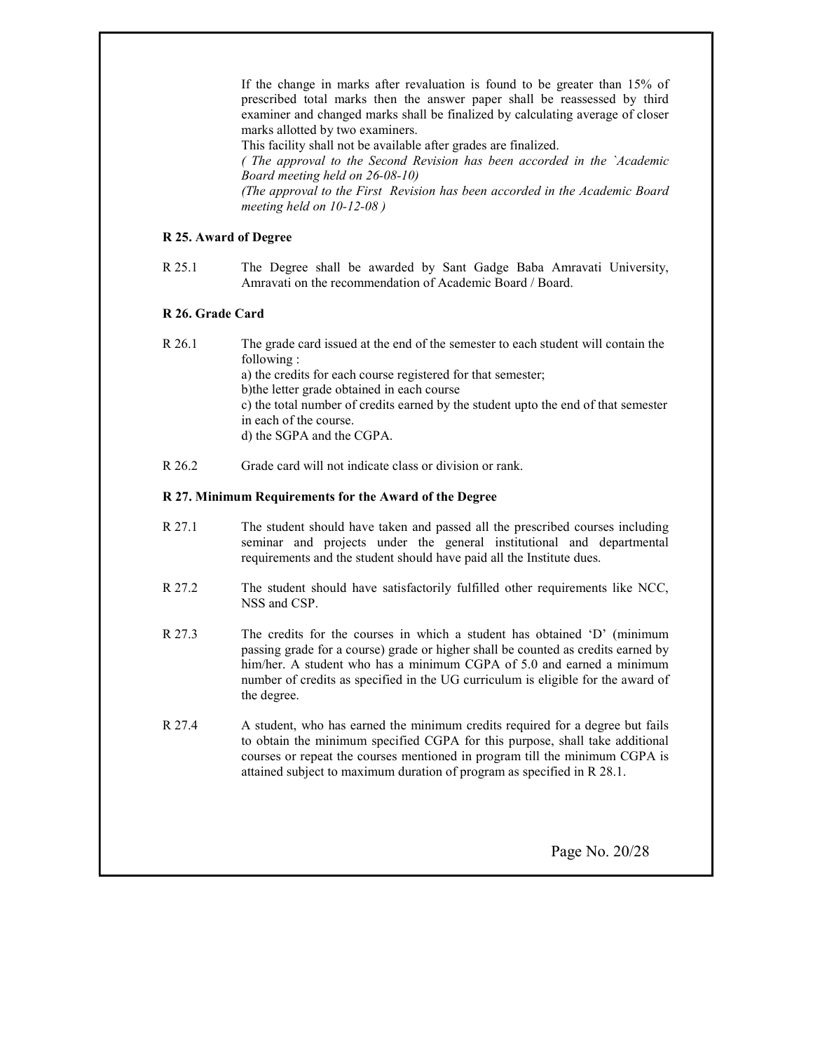If the change in marks after revaluation is found to be greater than 15% of prescribed total marks then the answer paper shall be reassessed by third examiner and changed marks shall be finalized by calculating average of closer marks allotted by two examiners.

This facility shall not be available after grades are finalized.

*( The approval to the Second Revision has been accorded in the `Academic Board meeting held on 26-08-10)*

*(The approval to the First Revision has been accorded in the Academic Board meeting held on 10-12-08 )*

**R 25. Award of Degree**

R 25.1 The Degree shall be awarded by Sant Gadge Baba Amravati University, Amravati on the recommendation of Academic Board / Board.

**R 26. Grade Card**

R 26.1 The grade card issued at the end of the semester to each student will contain the following :

a) the credits for each course registered for that semester;

b)the letter grade obtained in each course

c) the total number of credits earned by the student upto the end of that semester in each of the course.

d) the SGPA and the CGPA.

R 26.2 Grade card will not indicate class or division or rank.

**R 27. Minimum Requirements for the Award of the Degree**

R 27.1 The student should have taken and passed all the prescribed courses including seminar and projects under the general institutional and departmental requirements and the student should have paid all the Institute dues.

R 27.2 The student should have satisfactorily fulfilled other requirements like NCC, NSS and CSP.

R 27.3 The credits for the courses in which a student has obtained 'D' (minimum passing grade for a course) grade or higher shall be counted as credits earned by him/her. A student who has a minimum CGPA of 5.0 and earned a minimum number of credits as specified in the UG curriculum is eligible for the award of the degree.

R 27.4 A student, who has earned the minimum credits required for a degree but fails to obtain the minimum specified CGPA for this purpose, shall take additional courses or repeat the courses mentioned in program till the minimum CGPA is attained subject to maximum duration of program as specified in R 28.1.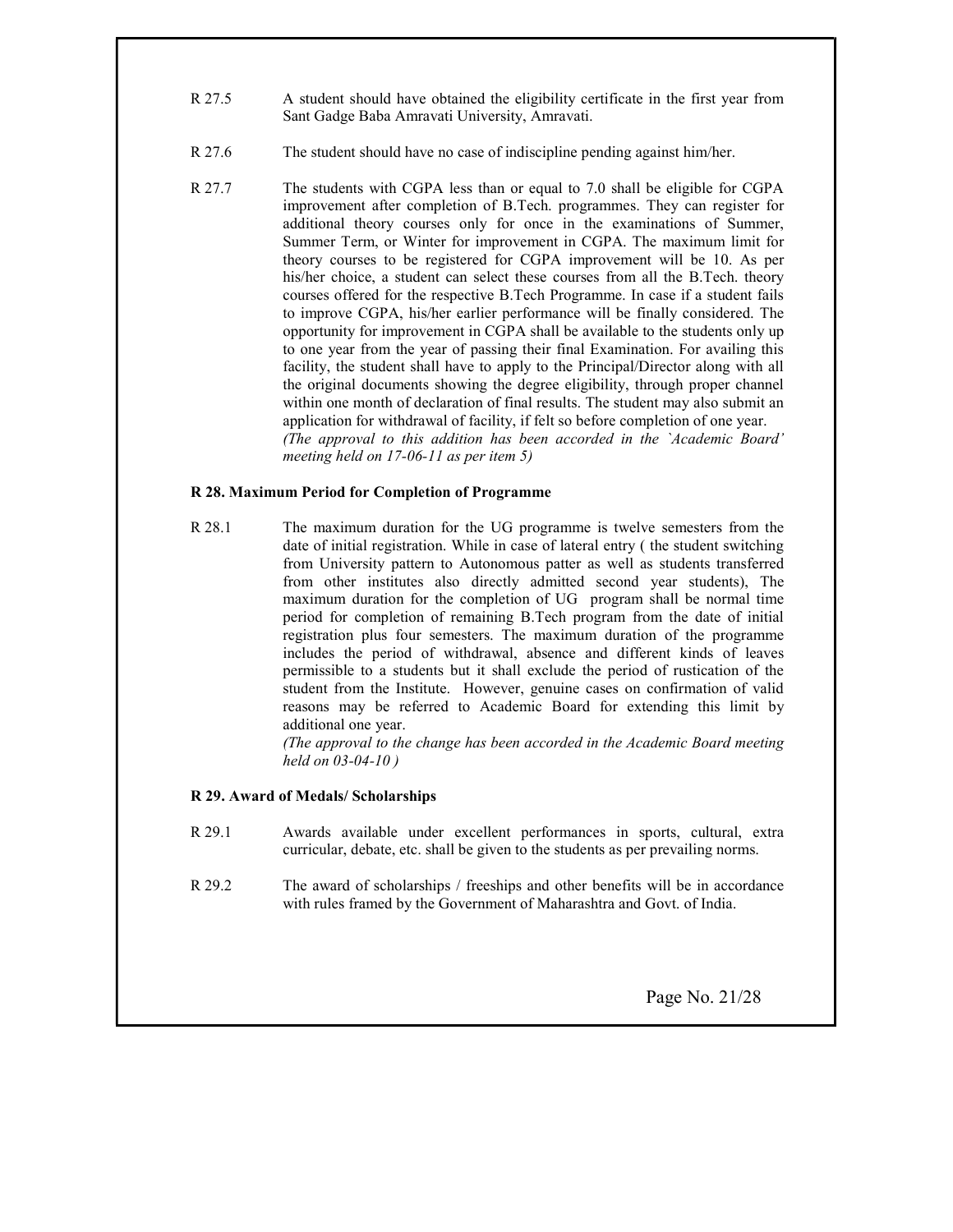R 27.5 A student should have obtained the eligibility certificate in the first year from Sant Gadge Baba Amravati University, Amravati.

R 27.6 The student should have no case of indiscipline pending against him/her.

R 27.7 The students with CGPA less than or equal to 7.0 shall be eligible for CGPA improvement after completion of B.Tech. programmes. They can register for additional theory courses only for once in the examinations of Summer, Summer Term, or Winter for improvement in CGPA. The maximum limit for theory courses to be registered for CGPA improvement will be 10. As per his/her choice, a student can select these courses from all the B.Tech. theory courses offered for the respective B.Tech Programme. In case if a student fails to improve CGPA, his/her earlier performance will be finally considered. The opportunity for improvement in CGPA shall be available to the students only up to one year from the year of passing their final Examination. For availing this facility, the student shall have to apply to the Principal/Director along with all the original documents showing the degree eligibility, through proper channel within one month of declaration of final results. The student may also submit an application for withdrawal of facility, if felt so before completion of one year.
*(The approval to this addition has been accorded in the `Academic Board' meeting held on 17-06-11 as per item 5)*

**R 28. Maximum Period for Completion of Programme**

R 28.1 The maximum duration for the UG programme is twelve semesters from the date of initial registration. While in case of lateral entry ( the student switching from University pattern to Autonomous patter as well as students transferred from other institutes also directly admitted second year students), The maximum duration for the completion of UG program shall be normal time period for completion of remaining B.Tech program from the date of initial registration plus four semesters. The maximum duration of the programme includes the period of withdrawal, absence and different kinds of leaves permissible to a students but it shall exclude the period of rustication of the student from the Institute. However, genuine cases on confirmation of valid reasons may be referred to Academic Board for extending this limit by additional one year.
*(The approval to the change has been accorded in the Academic Board meeting held on 03-04-10 )*

**R 29. Award of Medals/ Scholarships**

R 29.1 Awards available under excellent performances in sports, cultural, extra curricular, debate, etc. shall be given to the students as per prevailing norms.

R 29.2 The award of scholarships / freeships and other benefits will be in accordance with rules framed by the Government of Maharashtra and Govt. of India.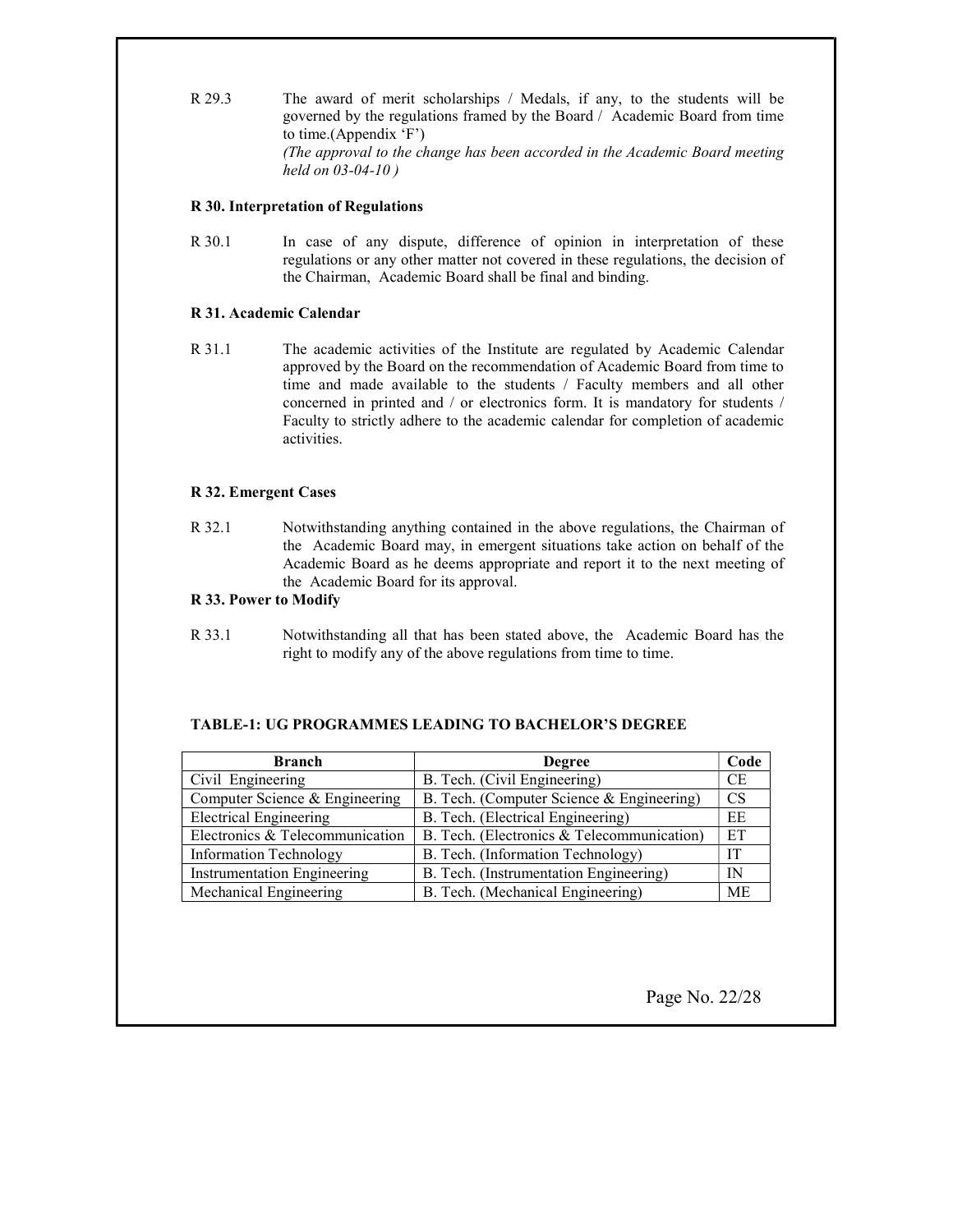R 29.3 The award of merit scholarships / Medals, if any, to the students will be governed by the regulations framed by the Board / Academic Board from time to time.(Appendix 'F')
*(The approval to the change has been accorded in the Academic Board meeting held on 03-04-10 )*

**R 30. Interpretation of Regulations**

R 30.1 In case of any dispute, difference of opinion in interpretation of these regulations or any other matter not covered in these regulations, the decision of the Chairman, Academic Board shall be final and binding.

**R 31. Academic Calendar**

R 31.1 The academic activities of the Institute are regulated by Academic Calendar approved by the Board on the recommendation of Academic Board from time to time and made available to the students / Faculty members and all other concerned in printed and / or electronics form. It is mandatory for students / Faculty to strictly adhere to the academic calendar for completion of academic activities.

**R 32. Emergent Cases**

R 32.1 Notwithstanding anything contained in the above regulations, the Chairman of the Academic Board may, in emergent situations take action on behalf of the Academic Board as he deems appropriate and report it to the next meeting of the Academic Board for its approval.

**R 33. Power to Modify**

R 33.1 Notwithstanding all that has been stated above, the Academic Board has the right to modify any of the above regulations from time to time.

**TABLE-1: UG PROGRAMMES LEADING TO BACHELOR'S DEGREE**

| Branch | Degree | Code |
|---|---|---|
| Civil Engineering | B. Tech. (Civil Engineering) | CE |
| Computer Science & Engineering | B. Tech. (Computer Science & Engineering) | CS |
| Electrical Engineering | B. Tech. (Electrical Engineering) | EE |
| Electronics & Telecommunication | B. Tech. (Electronics & Telecommunication) | ET |
| Information Technology | B. Tech. (Information Technology) | IT |
| Instrumentation Engineering | B. Tech. (Instrumentation Engineering) | IN |
| Mechanical Engineering | B. Tech. (Mechanical Engineering) | ME |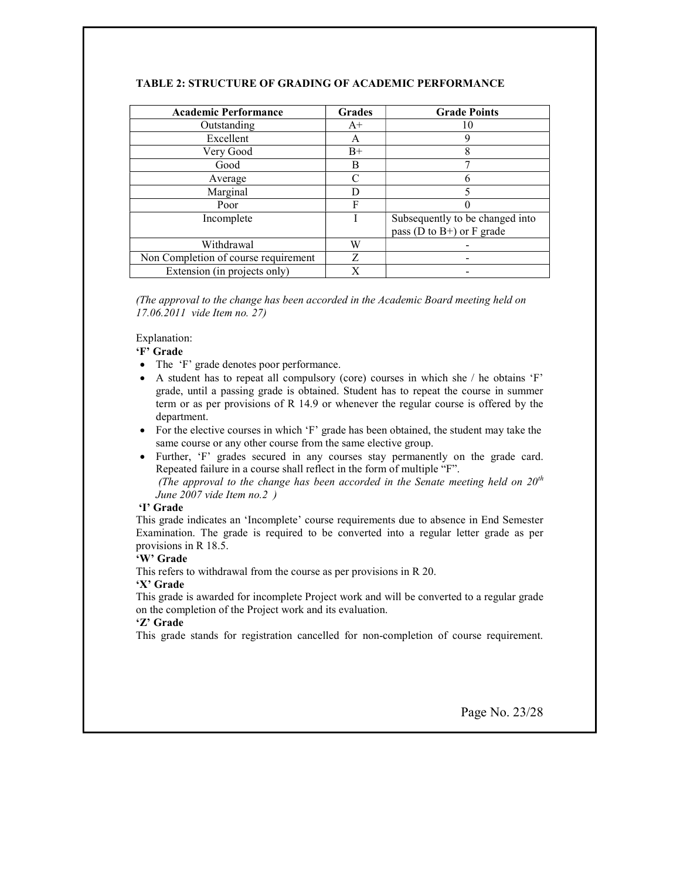### TABLE 2: STRUCTURE OF GRADING OF ACADEMIC PERFORMANCE

| Academic Performance | Grades | Grade Points |
|---|---|---|
| Outstanding | A+ | 10 |
| Excellent | A | 9 |
| Very Good | B+ | 8 |
| Good | B | 7 |
| Average | C | 6 |
| Marginal | D | 5 |
| Poor | F | 0 |
| Incomplete | I | Subsequently to be changed into pass (D to B+) or F grade |
| Withdrawal | W | - |
| Non Completion of course requirement | Z | - |
| Extension (in projects only) | X | - |

*(The approval to the change has been accorded in the Academic Board meeting held on 17.06.2011 vide Item no. 27)*

Explanation:

**'F' Grade**

- The 'F' grade denotes poor performance.
- A student has to repeat all compulsory (core) courses in which she / he obtains 'F' grade, until a passing grade is obtained. Student has to repeat the course in summer term or as per provisions of R 14.9 or whenever the regular course is offered by the department.
- For the elective courses in which 'F' grade has been obtained, the student may take the same course or any other course from the same elective group.
- Further, 'F' grades secured in any courses stay permanently on the grade card. Repeated failure in a course shall reflect in the form of multiple "F".

  *(The approval to the change has been accorded in the Senate meeting held on 20th June 2007 vide Item no.2 )*

**'I' Grade**

This grade indicates an 'Incomplete' course requirements due to absence in End Semester Examination. The grade is required to be converted into a regular letter grade as per provisions in R 18.5.

**'W' Grade**

This refers to withdrawal from the course as per provisions in R 20.

**'X' Grade**

This grade is awarded for incomplete Project work and will be converted to a regular grade on the completion of the Project work and its evaluation.

**'Z' Grade**

This grade stands for registration cancelled for non-completion of course requirement.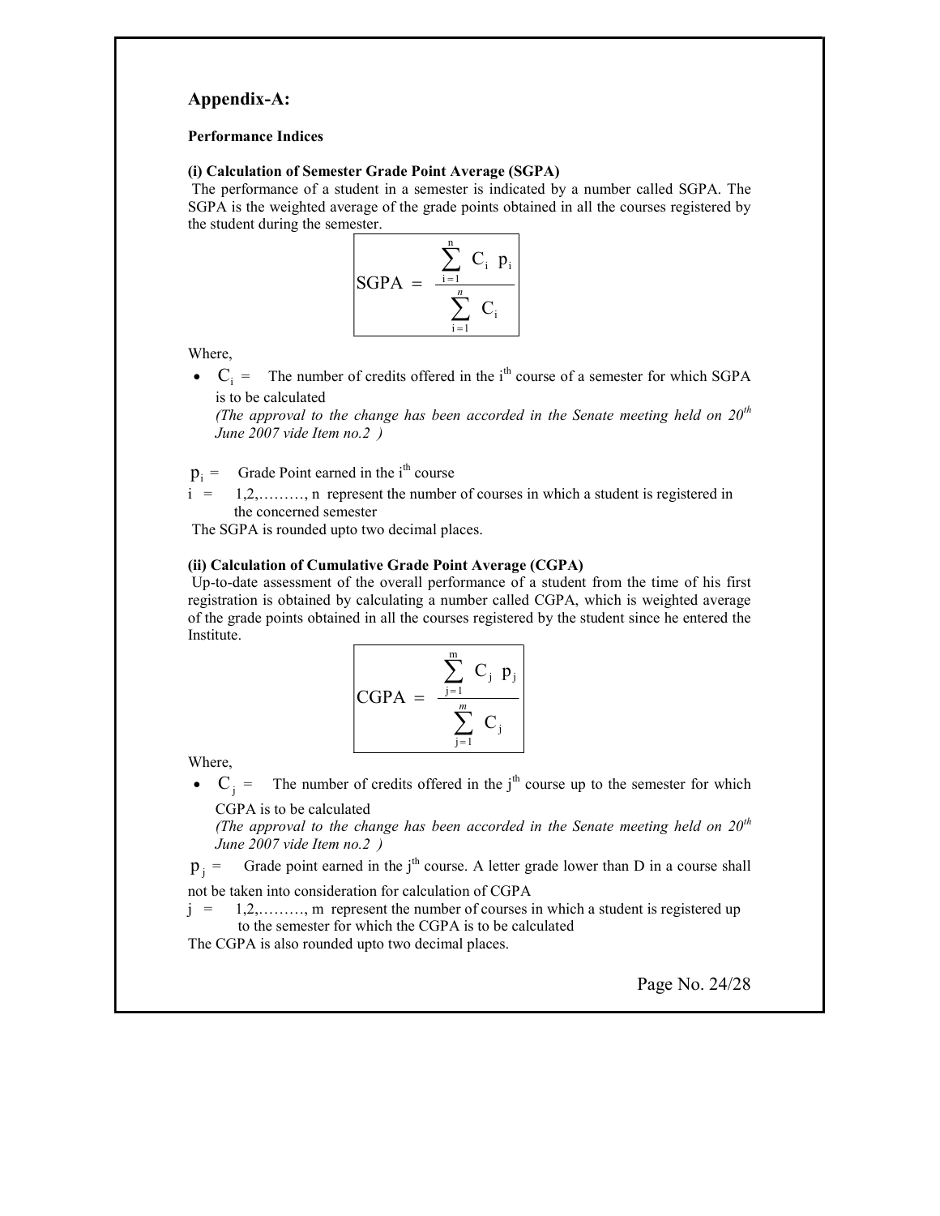## Appendix-A:

**Performance Indices**

**(i) Calculation of Semester Grade Point Average (SGPA)**

The performance of a student in a semester is indicated by a number called SGPA. The SGPA is the weighted average of the grade points obtained in all the courses registered by the student during the semester.

$$\text{SGPA} = \frac{\sum_{i=1}^{n} C_i \; p_i}{\sum_{i=1}^{n} C_i}$$

Where,

- $C_i$ = The number of credits offered in the $i^{th}$ course of a semester for which SGPA is to be calculated
  *(The approval to the change has been accorded in the Senate meeting held on 20th June 2007 vide Item no.2 )*

$p_i$ = Grade Point earned in the $i^{th}$ course

i = 1,2,………, n represent the number of courses in which a student is registered in the concerned semester

The SGPA is rounded upto two decimal places.

**(ii) Calculation of Cumulative Grade Point Average (CGPA)**

Up-to-date assessment of the overall performance of a student from the time of his first registration is obtained by calculating a number called CGPA, which is weighted average of the grade points obtained in all the courses registered by the student since he entered the Institute.

$$\text{CGPA} = \frac{\sum_{j=1}^{m} C_j \; p_j}{\sum_{j=1}^{m} C_j}$$

Where,

- $C_j$ = The number of credits offered in the $j^{th}$ course up to the semester for which CGPA is to be calculated
  *(The approval to the change has been accorded in the Senate meeting held on 20th June 2007 vide Item no.2 )*

$p_j$ = Grade point earned in the $j^{th}$ course. A letter grade lower than D in a course shall not be taken into consideration for calculation of CGPA

j = 1,2,………, m represent the number of courses in which a student is registered up to the semester for which the CGPA is to be calculated

The CGPA is also rounded upto two decimal places.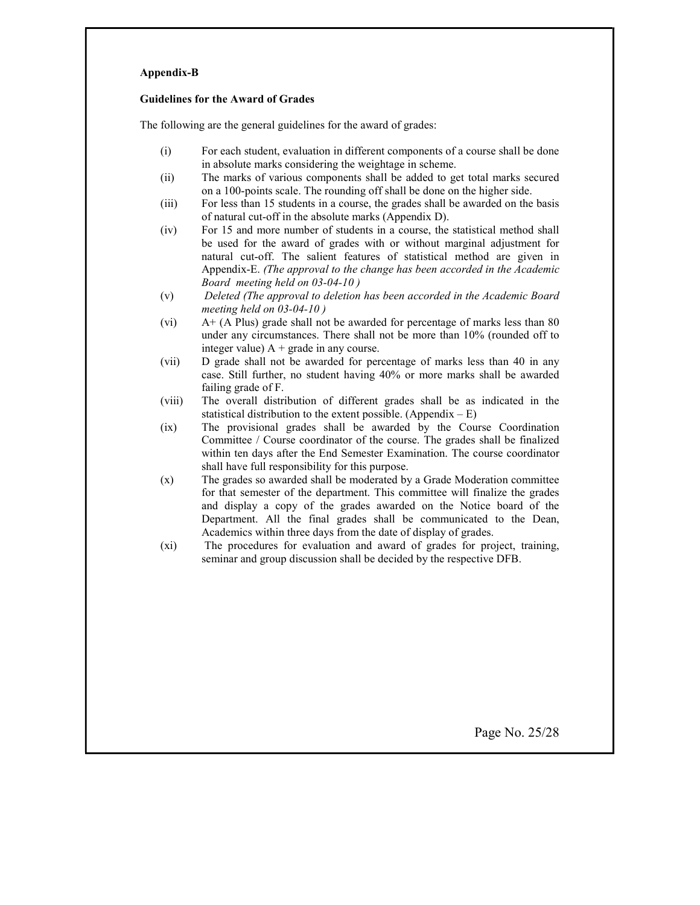**Appendix-B**

**Guidelines for the Award of Grades**

The following are the general guidelines for the award of grades:

(i) For each student, evaluation in different components of a course shall be done in absolute marks considering the weightage in scheme.

(ii) The marks of various components shall be added to get total marks secured on a 100-points scale. The rounding off shall be done on the higher side.

(iii) For less than 15 students in a course, the grades shall be awarded on the basis of natural cut-off in the absolute marks (Appendix D).

(iv) For 15 and more number of students in a course, the statistical method shall be used for the award of grades with or without marginal adjustment for natural cut-off. The salient features of statistical method are given in Appendix-E. *(The approval to the change has been accorded in the Academic Board meeting held on 03-04-10 )*

(v) *Deleted (The approval to deletion has been accorded in the Academic Board meeting held on 03-04-10 )*

(vi) A+ (A Plus) grade shall not be awarded for percentage of marks less than 80 under any circumstances. There shall not be more than 10% (rounded off to integer value) A + grade in any course.

(vii) D grade shall not be awarded for percentage of marks less than 40 in any case. Still further, no student having 40% or more marks shall be awarded failing grade of F.

(viii) The overall distribution of different grades shall be as indicated in the statistical distribution to the extent possible. (Appendix – E)

(ix) The provisional grades shall be awarded by the Course Coordination Committee / Course coordinator of the course. The grades shall be finalized within ten days after the End Semester Examination. The course coordinator shall have full responsibility for this purpose.

(x) The grades so awarded shall be moderated by a Grade Moderation committee for that semester of the department. This committee will finalize the grades and display a copy of the grades awarded on the Notice board of the Department. All the final grades shall be communicated to the Dean, Academics within three days from the date of display of grades.

(xi) The procedures for evaluation and award of grades for project, training, seminar and group discussion shall be decided by the respective DFB.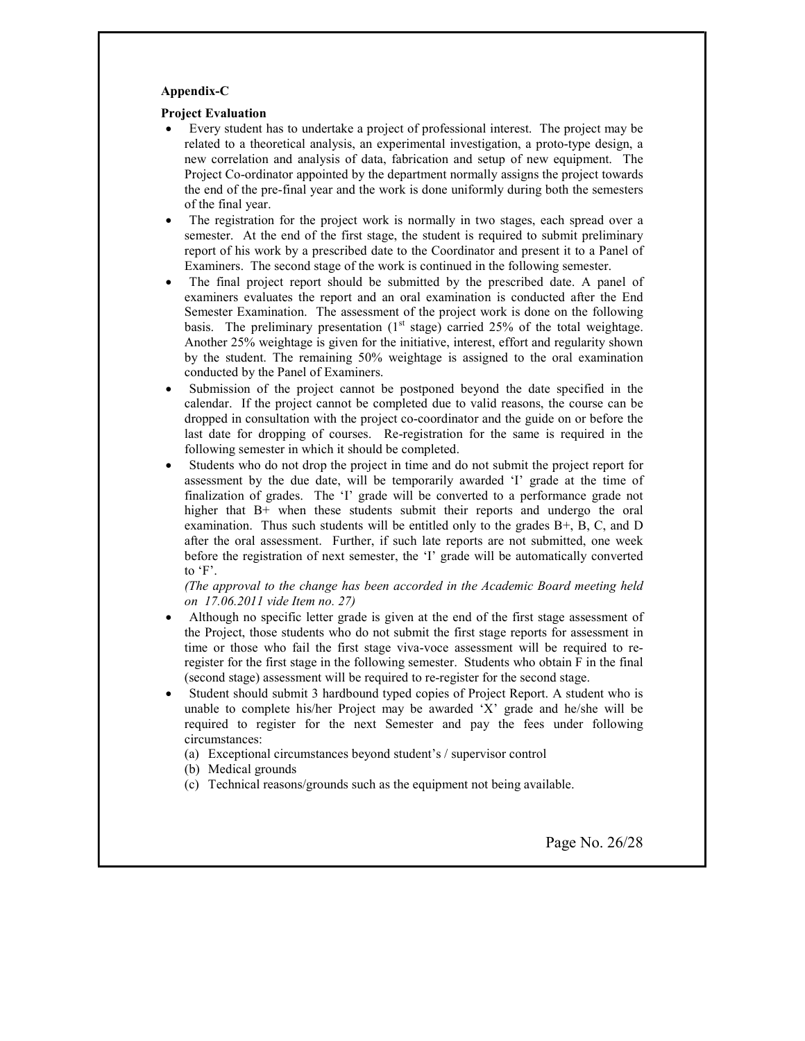**Appendix-C**

**Project Evaluation**

- Every student has to undertake a project of professional interest. The project may be related to a theoretical analysis, an experimental investigation, a proto-type design, a new correlation and analysis of data, fabrication and setup of new equipment. The Project Co-ordinator appointed by the department normally assigns the project towards the end of the pre-final year and the work is done uniformly during both the semesters of the final year.
- The registration for the project work is normally in two stages, each spread over a semester. At the end of the first stage, the student is required to submit preliminary report of his work by a prescribed date to the Coordinator and present it to a Panel of Examiners. The second stage of the work is continued in the following semester.
- The final project report should be submitted by the prescribed date. A panel of examiners evaluates the report and an oral examination is conducted after the End Semester Examination. The assessment of the project work is done on the following basis. The preliminary presentation (1st stage) carried 25% of the total weightage. Another 25% weightage is given for the initiative, interest, effort and regularity shown by the student. The remaining 50% weightage is assigned to the oral examination conducted by the Panel of Examiners.
- Submission of the project cannot be postponed beyond the date specified in the calendar. If the project cannot be completed due to valid reasons, the course can be dropped in consultation with the project co-coordinator and the guide on or before the last date for dropping of courses. Re-registration for the same is required in the following semester in which it should be completed.
- Students who do not drop the project in time and do not submit the project report for assessment by the due date, will be temporarily awarded 'I' grade at the time of finalization of grades. The 'I' grade will be converted to a performance grade not higher that B+ when these students submit their reports and undergo the oral examination. Thus such students will be entitled only to the grades B+, B, C, and D after the oral assessment. Further, if such late reports are not submitted, one week before the registration of next semester, the 'I' grade will be automatically converted to 'F'.

  *(The approval to the change has been accorded in the Academic Board meeting held on 17.06.2011 vide Item no. 27)*
- Although no specific letter grade is given at the end of the first stage assessment of the Project, those students who do not submit the first stage reports for assessment in time or those who fail the first stage viva-voce assessment will be required to re-register for the first stage in the following semester. Students who obtain F in the final (second stage) assessment will be required to re-register for the second stage.
- Student should submit 3 hardbound typed copies of Project Report. A student who is unable to complete his/her Project may be awarded 'X' grade and he/she will be required to register for the next Semester and pay the fees under following circumstances:
  - (a) Exceptional circumstances beyond student's / supervisor control
  - (b) Medical grounds
  - (c) Technical reasons/grounds such as the equipment not being available.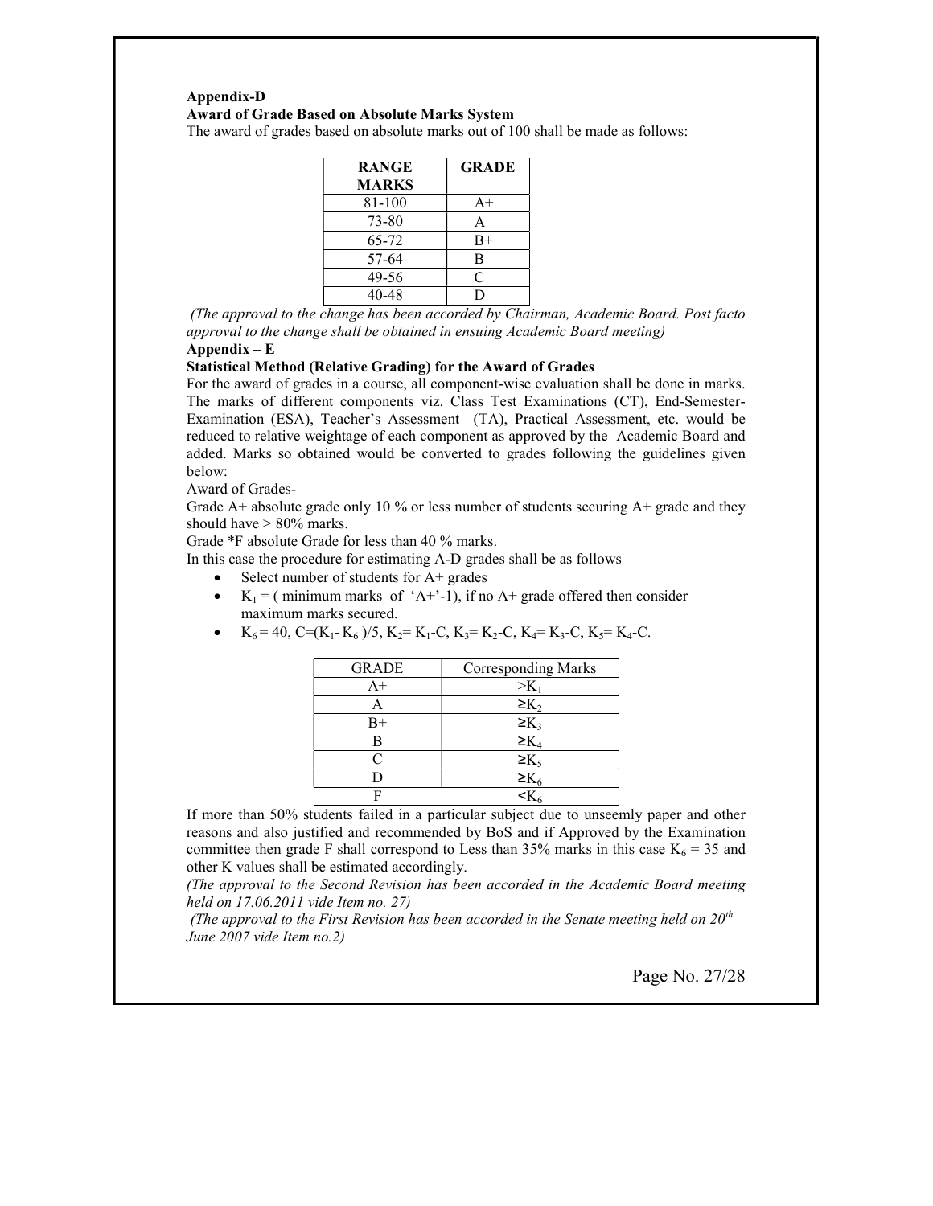**Appendix-D**

**Award of Grade Based on Absolute Marks System**

The award of grades based on absolute marks out of 100 shall be made as follows:

| RANGE MARKS | GRADE |
|---|---|
| 81-100 | A+ |
| 73-80 | A |
| 65-72 | B+ |
| 57-64 | B |
| 49-56 | C |
| 40-48 | D |

*(The approval to the change has been accorded by Chairman, Academic Board. Post facto approval to the change shall be obtained in ensuing Academic Board meeting)*

**Appendix – E**

**Statistical Method (Relative Grading) for the Award of Grades**

For the award of grades in a course, all component-wise evaluation shall be done in marks. The marks of different components viz. Class Test Examinations (CT), End-Semester-Examination (ESA), Teacher's Assessment (TA), Practical Assessment, etc. would be reduced to relative weightage of each component as approved by the Academic Board and added. Marks so obtained would be converted to grades following the guidelines given below:

Award of Grades-

Grade A+ absolute grade only 10 % or less number of students securing A+ grade and they should have $\geq$ 80% marks.

Grade *F absolute Grade for less than 40 % marks.

In this case the procedure for estimating A-D grades shall be as follows

- Select number of students for A+ grades
- $K_1$ = ( minimum marks of 'A+'-1), if no A+ grade offered then consider maximum marks secured.
- $K_6 = 40$, $C=(K_1 - K_6)/5$, $K_2 = K_1 - C$, $K_3 = K_2 - C$, $K_4 = K_3 - C$, $K_5 = K_4 - C$.

| GRADE | Corresponding Marks |
|---|---|
| A+ | $>K_1$ |
| A | $\geq K_2$ |
| B+ | $\geq K_3$ |
| B | $\geq K_4$ |
| C | $\geq K_5$ |
| D | $\geq K_6$ |
| F | $<K_6$ |

If more than 50% students failed in a particular subject due to unseemly paper and other reasons and also justified and recommended by BoS and if Approved by the Examination committee then grade F shall correspond to Less than 35% marks in this case $K_6 = 35$ and other K values shall be estimated accordingly.

*(The approval to the Second Revision has been accorded in the Academic Board meeting held on 17.06.2011 vide Item no. 27)*

*(The approval to the First Revision has been accorded in the Senate meeting held on 20th June 2007 vide Item no.2)*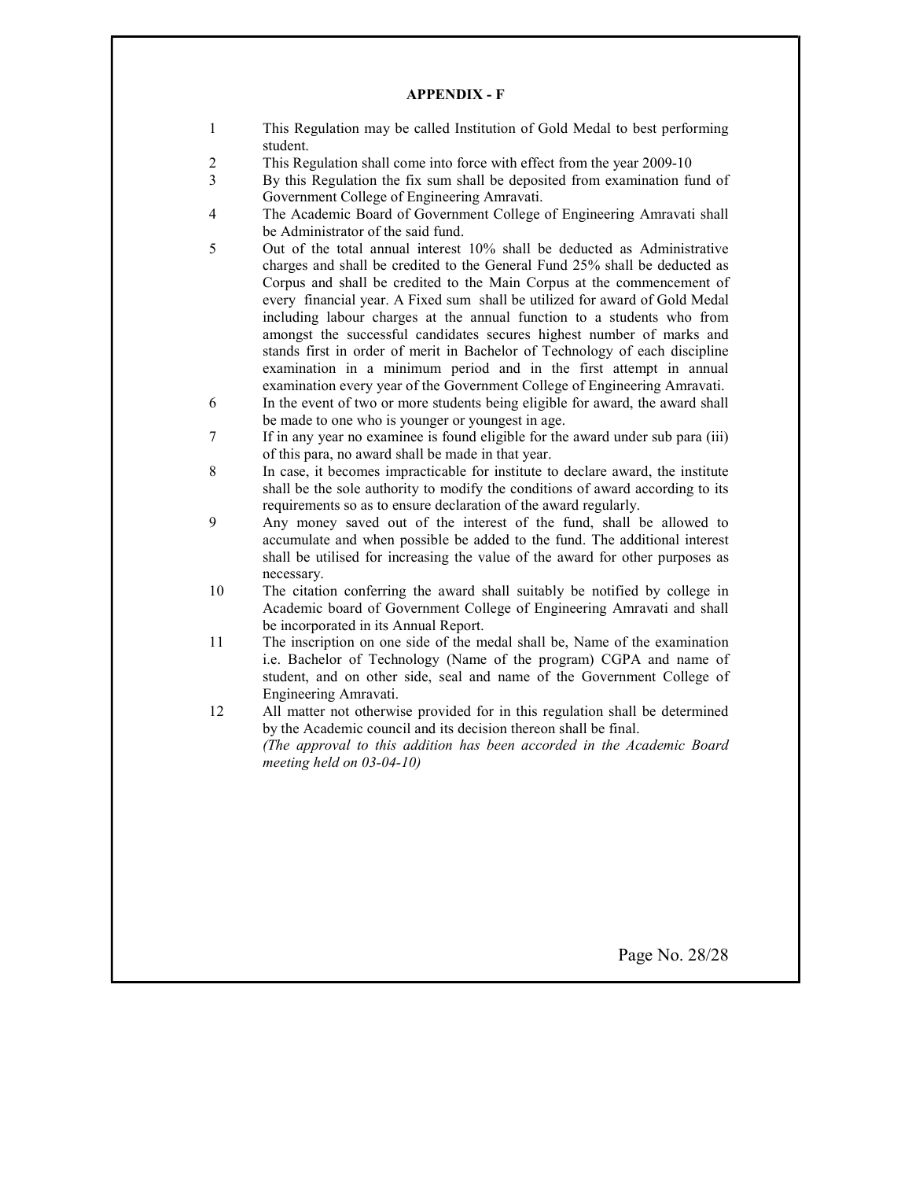## APPENDIX - F

1. This Regulation may be called Institution of Gold Medal to best performing student.
2. This Regulation shall come into force with effect from the year 2009-10
3. By this Regulation the fix sum shall be deposited from examination fund of Government College of Engineering Amravati.
4. The Academic Board of Government College of Engineering Amravati shall be Administrator of the said fund.
5. Out of the total annual interest 10% shall be deducted as Administrative charges and shall be credited to the General Fund 25% shall be deducted as Corpus and shall be credited to the Main Corpus at the commencement of every financial year. A Fixed sum shall be utilized for award of Gold Medal including labour charges at the annual function to a students who from amongst the successful candidates secures highest number of marks and stands first in order of merit in Bachelor of Technology of each discipline examination in a minimum period and in the first attempt in annual examination every year of the Government College of Engineering Amravati.
6. In the event of two or more students being eligible for award, the award shall be made to one who is younger or youngest in age.
7. If in any year no examinee is found eligible for the award under sub para (iii) of this para, no award shall be made in that year.
8. In case, it becomes impracticable for institute to declare award, the institute shall be the sole authority to modify the conditions of award according to its requirements so as to ensure declaration of the award regularly.
9. Any money saved out of the interest of the fund, shall be allowed to accumulate and when possible be added to the fund. The additional interest shall be utilised for increasing the value of the award for other purposes as necessary.
10. The citation conferring the award shall suitably be notified by college in Academic board of Government College of Engineering Amravati and shall be incorporated in its Annual Report.
11. The inscription on one side of the medal shall be, Name of the examination i.e. Bachelor of Technology (Name of the program) CGPA and name of student, and on other side, seal and name of the Government College of Engineering Amravati.
12. All matter not otherwise provided for in this regulation shall be determined by the Academic council and its decision thereon shall be final.
    *(The approval to this addition has been accorded in the Academic Board meeting held on 03-04-10)*